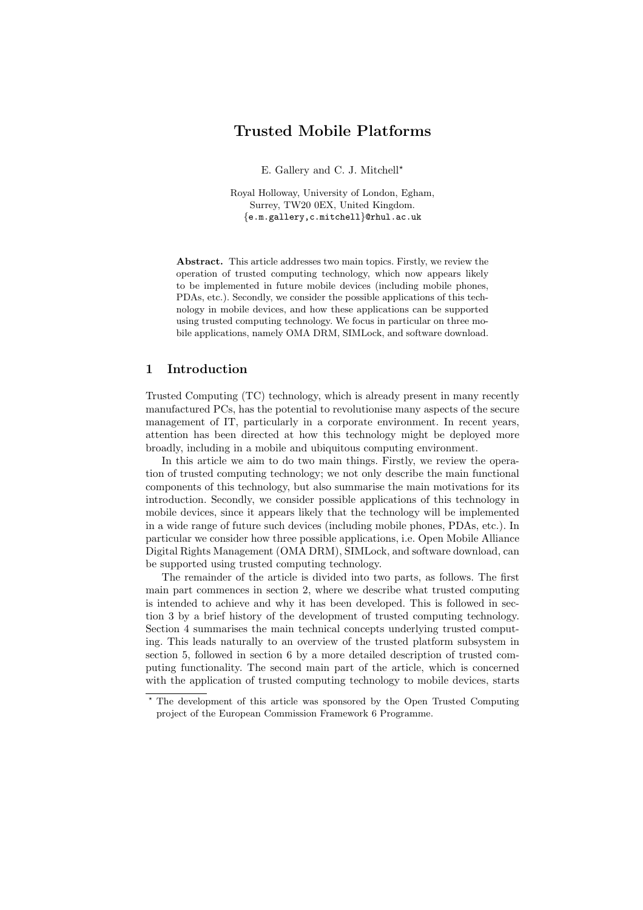# Trusted Mobile Platforms

E. Gallery and C. J. Mitchell*

Royal Holloway, University of London, Egham, Surrey, TW20 0EX, United Kingdom.
{e.m.gallery,c.mitchell}@rhul.ac.uk

**Abstract.** This article addresses two main topics. Firstly, we review the operation of trusted computing technology, which now appears likely to be implemented in future mobile devices (including mobile phones, PDAs, etc.). Secondly, we consider the possible applications of this technology in mobile devices, and how these applications can be supported using trusted computing technology. We focus in particular on three mobile applications, namely OMA DRM, SIMLock, and software download.

## 1 Introduction

Trusted Computing (TC) technology, which is already present in many recently manufactured PCs, has the potential to revolutionise many aspects of the secure management of IT, particularly in a corporate environment. In recent years, attention has been directed at how this technology might be deployed more broadly, including in a mobile and ubiquitous computing environment.

In this article we aim to do two main things. Firstly, we review the operation of trusted computing technology; we not only describe the main functional components of this technology, but also summarise the main motivations for its introduction. Secondly, we consider possible applications of this technology in mobile devices, since it appears likely that the technology will be implemented in a wide range of future such devices (including mobile phones, PDAs, etc.). In particular we consider how three possible applications, i.e. Open Mobile Alliance Digital Rights Management (OMA DRM), SIMLock, and software download, can be supported using trusted computing technology.

The remainder of the article is divided into two parts, as follows. The first main part commences in section 2, where we describe what trusted computing is intended to achieve and why it has been developed. This is followed in section 3 by a brief history of the development of trusted computing technology. Section 4 summarises the main technical concepts underlying trusted computing. This leads naturally to an overview of the trusted platform subsystem in section 5, followed in section 6 by a more detailed description of trusted computing functionality. The second main part of the article, which is concerned with the application of trusted computing technology to mobile devices, starts

* The development of this article was sponsored by the Open Trusted Computing project of the European Commission Framework 6 Programme.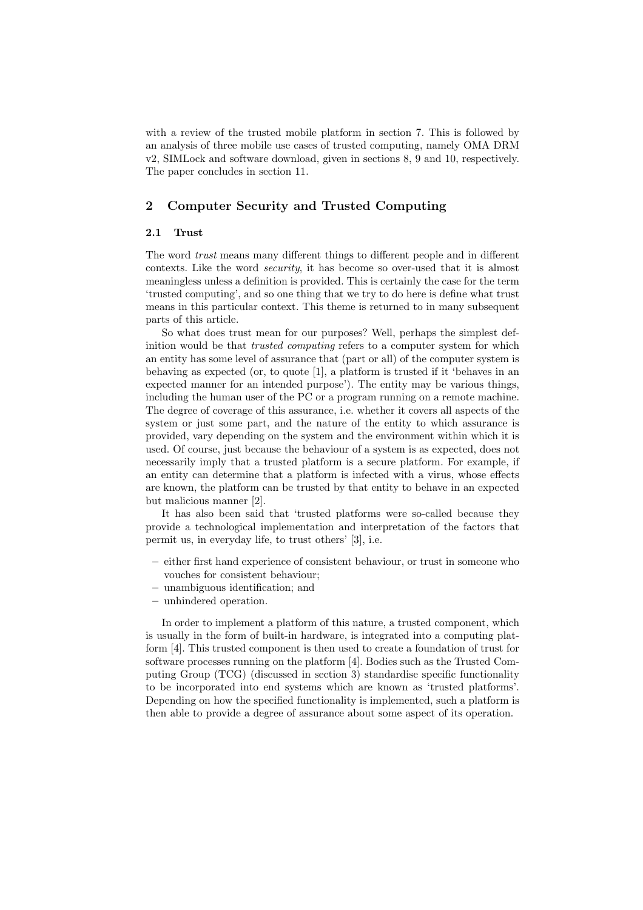with a review of the trusted mobile platform in section 7. This is followed by an analysis of three mobile use cases of trusted computing, namely OMA DRM v2, SIMLock and software download, given in sections 8, 9 and 10, respectively. The paper concludes in section 11.

## 2 Computer Security and Trusted Computing

### 2.1 Trust

The word *trust* means many different things to different people and in different contexts. Like the word *security*, it has become so over-used that it is almost meaningless unless a definition is provided. This is certainly the case for the term 'trusted computing', and so one thing that we try to do here is define what trust means in this particular context. This theme is returned to in many subsequent parts of this article.

So what does trust mean for our purposes? Well, perhaps the simplest definition would be that *trusted computing* refers to a computer system for which an entity has some level of assurance that (part or all) of the computer system is behaving as expected (or, to quote [1], a platform is trusted if it 'behaves in an expected manner for an intended purpose'). The entity may be various things, including the human user of the PC or a program running on a remote machine. The degree of coverage of this assurance, i.e. whether it covers all aspects of the system or just some part, and the nature of the entity to which assurance is provided, vary depending on the system and the environment within which it is used. Of course, just because the behaviour of a system is as expected, does not necessarily imply that a trusted platform is a secure platform. For example, if an entity can determine that a platform is infected with a virus, whose effects are known, the platform can be trusted by that entity to behave in an expected but malicious manner [2].

It has also been said that 'trusted platforms were so-called because they provide a technological implementation and interpretation of the factors that permit us, in everyday life, to trust others' [3], i.e.

- either first hand experience of consistent behaviour, or trust in someone who vouches for consistent behaviour;
- unambiguous identification; and
- unhindered operation.

In order to implement a platform of this nature, a trusted component, which is usually in the form of built-in hardware, is integrated into a computing platform [4]. This trusted component is then used to create a foundation of trust for software processes running on the platform [4]. Bodies such as the Trusted Computing Group (TCG) (discussed in section 3) standardise specific functionality to be incorporated into end systems which are known as 'trusted platforms'. Depending on how the specified functionality is implemented, such a platform is then able to provide a degree of assurance about some aspect of its operation.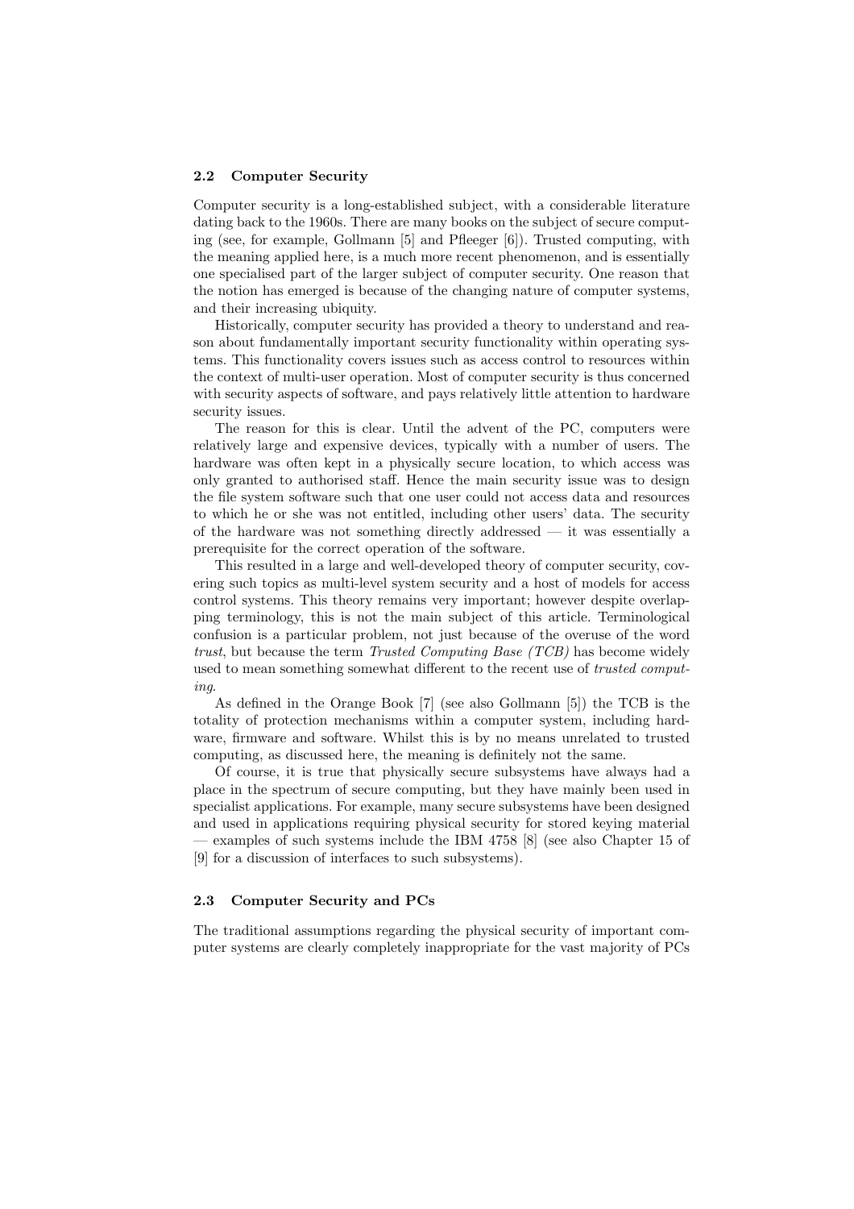### 2.2 Computer Security

Computer security is a long-established subject, with a considerable literature dating back to the 1960s. There are many books on the subject of secure computing (see, for example, Gollmann [5] and Pfleeger [6]). Trusted computing, with the meaning applied here, is a much more recent phenomenon, and is essentially one specialised part of the larger subject of computer security. One reason that the notion has emerged is because of the changing nature of computer systems, and their increasing ubiquity.

Historically, computer security has provided a theory to understand and reason about fundamentally important security functionality within operating systems. This functionality covers issues such as access control to resources within the context of multi-user operation. Most of computer security is thus concerned with security aspects of software, and pays relatively little attention to hardware security issues.

The reason for this is clear. Until the advent of the PC, computers were relatively large and expensive devices, typically with a number of users. The hardware was often kept in a physically secure location, to which access was only granted to authorised staff. Hence the main security issue was to design the file system software such that one user could not access data and resources to which he or she was not entitled, including other users' data. The security of the hardware was not something directly addressed — it was essentially a prerequisite for the correct operation of the software.

This resulted in a large and well-developed theory of computer security, covering such topics as multi-level system security and a host of models for access control systems. This theory remains very important; however despite overlapping terminology, this is not the main subject of this article. Terminological confusion is a particular problem, not just because of the overuse of the word *trust*, but because the term *Trusted Computing Base (TCB)* has become widely used to mean something somewhat different to the recent use of *trusted computing*.

As defined in the Orange Book [7] (see also Gollmann [5]) the TCB is the totality of protection mechanisms within a computer system, including hardware, firmware and software. Whilst this is by no means unrelated to trusted computing, as discussed here, the meaning is definitely not the same.

Of course, it is true that physically secure subsystems have always had a place in the spectrum of secure computing, but they have mainly been used in specialist applications. For example, many secure subsystems have been designed and used in applications requiring physical security for stored keying material — examples of such systems include the IBM 4758 [8] (see also Chapter 15 of [9] for a discussion of interfaces to such subsystems).

### 2.3 Computer Security and PCs

The traditional assumptions regarding the physical security of important computer systems are clearly completely inappropriate for the vast majority of PCs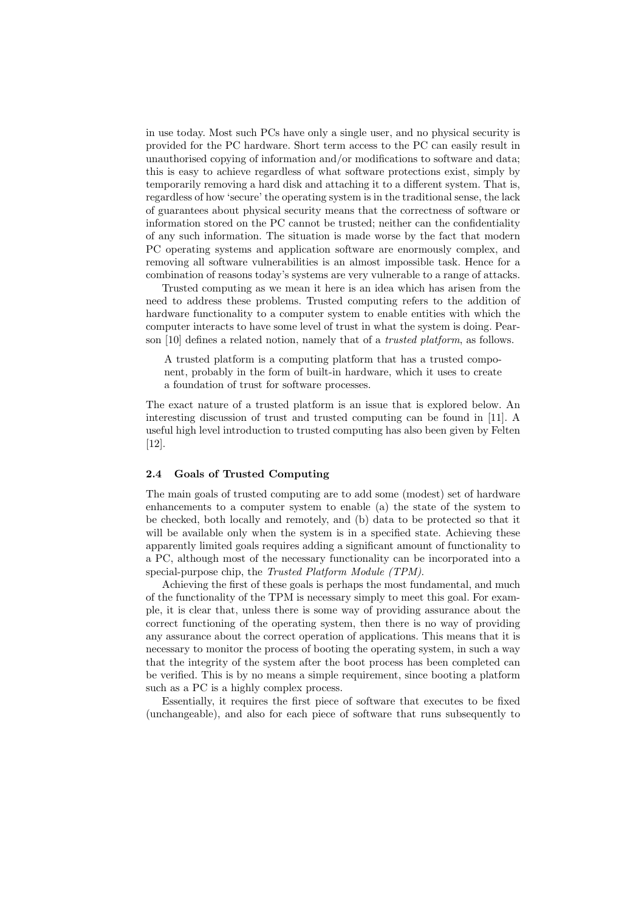in use today. Most such PCs have only a single user, and no physical security is provided for the PC hardware. Short term access to the PC can easily result in unauthorised copying of information and/or modifications to software and data; this is easy to achieve regardless of what software protections exist, simply by temporarily removing a hard disk and attaching it to a different system. That is, regardless of how 'secure' the operating system is in the traditional sense, the lack of guarantees about physical security means that the correctness of software or information stored on the PC cannot be trusted; neither can the confidentiality of any such information. The situation is made worse by the fact that modern PC operating systems and application software are enormously complex, and removing all software vulnerabilities is an almost impossible task. Hence for a combination of reasons today's systems are very vulnerable to a range of attacks.

Trusted computing as we mean it here is an idea which has arisen from the need to address these problems. Trusted computing refers to the addition of hardware functionality to a computer system to enable entities with which the computer interacts to have some level of trust in what the system is doing. Pearson [10] defines a related notion, namely that of a *trusted platform*, as follows.

> A trusted platform is a computing platform that has a trusted component, probably in the form of built-in hardware, which it uses to create a foundation of trust for software processes.

The exact nature of a trusted platform is an issue that is explored below. An interesting discussion of trust and trusted computing can be found in [11]. A useful high level introduction to trusted computing has also been given by Felten [12].

### 2.4 Goals of Trusted Computing

The main goals of trusted computing are to add some (modest) set of hardware enhancements to a computer system to enable (a) the state of the system to be checked, both locally and remotely, and (b) data to be protected so that it will be available only when the system is in a specified state. Achieving these apparently limited goals requires adding a significant amount of functionality to a PC, although most of the necessary functionality can be incorporated into a special-purpose chip, the *Trusted Platform Module (TPM)*.

Achieving the first of these goals is perhaps the most fundamental, and much of the functionality of the TPM is necessary simply to meet this goal. For example, it is clear that, unless there is some way of providing assurance about the correct functioning of the operating system, then there is no way of providing any assurance about the correct operation of applications. This means that it is necessary to monitor the process of booting the operating system, in such a way that the integrity of the system after the boot process has been completed can be verified. This is by no means a simple requirement, since booting a platform such as a PC is a highly complex process.

Essentially, it requires the first piece of software that executes to be fixed (unchangeable), and also for each piece of software that runs subsequently to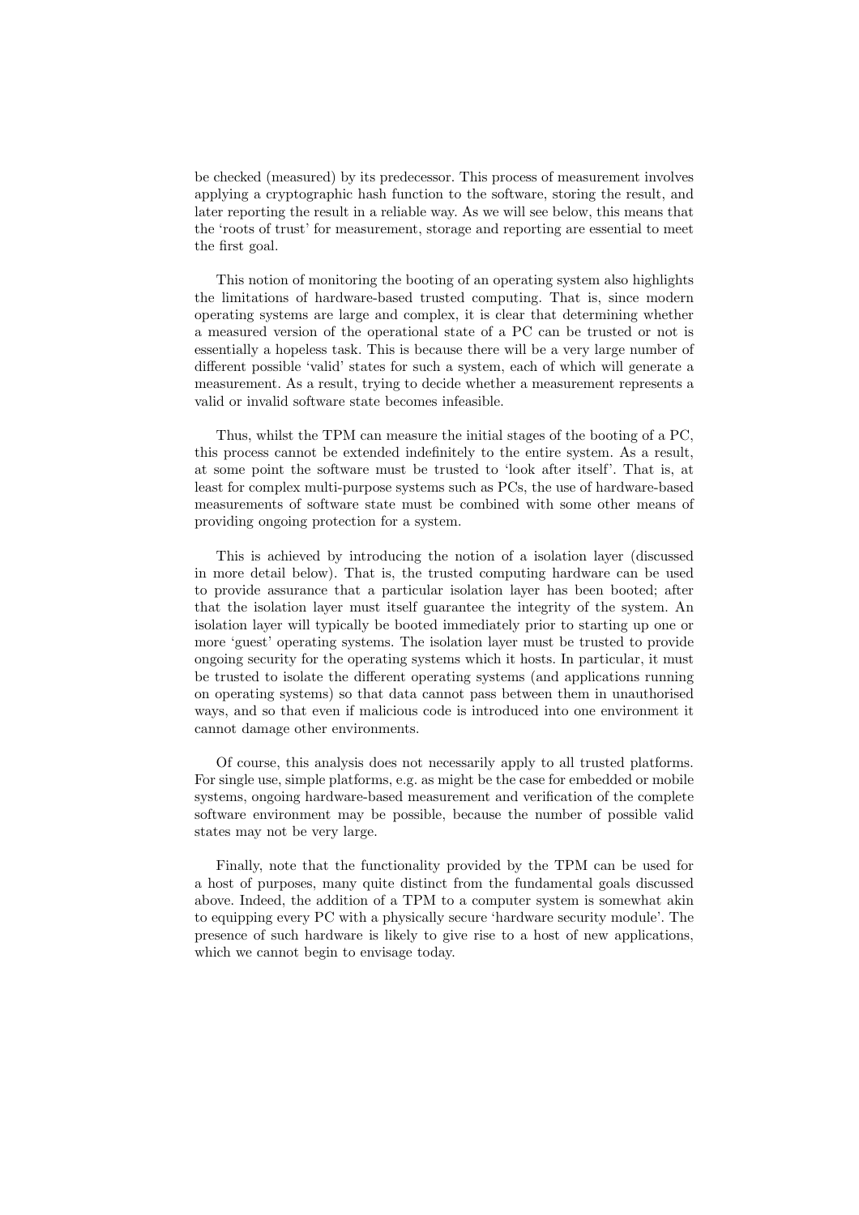be checked (measured) by its predecessor. This process of measurement involves applying a cryptographic hash function to the software, storing the result, and later reporting the result in a reliable way. As we will see below, this means that the 'roots of trust' for measurement, storage and reporting are essential to meet the first goal.

This notion of monitoring the booting of an operating system also highlights the limitations of hardware-based trusted computing. That is, since modern operating systems are large and complex, it is clear that determining whether a measured version of the operational state of a PC can be trusted or not is essentially a hopeless task. This is because there will be a very large number of different possible 'valid' states for such a system, each of which will generate a measurement. As a result, trying to decide whether a measurement represents a valid or invalid software state becomes infeasible.

Thus, whilst the TPM can measure the initial stages of the booting of a PC, this process cannot be extended indefinitely to the entire system. As a result, at some point the software must be trusted to 'look after itself'. That is, at least for complex multi-purpose systems such as PCs, the use of hardware-based measurements of software state must be combined with some other means of providing ongoing protection for a system.

This is achieved by introducing the notion of a isolation layer (discussed in more detail below). That is, the trusted computing hardware can be used to provide assurance that a particular isolation layer has been booted; after that the isolation layer must itself guarantee the integrity of the system. An isolation layer will typically be booted immediately prior to starting up one or more 'guest' operating systems. The isolation layer must be trusted to provide ongoing security for the operating systems which it hosts. In particular, it must be trusted to isolate the different operating systems (and applications running on operating systems) so that data cannot pass between them in unauthorised ways, and so that even if malicious code is introduced into one environment it cannot damage other environments.

Of course, this analysis does not necessarily apply to all trusted platforms. For single use, simple platforms, e.g. as might be the case for embedded or mobile systems, ongoing hardware-based measurement and verification of the complete software environment may be possible, because the number of possible valid states may not be very large.

Finally, note that the functionality provided by the TPM can be used for a host of purposes, many quite distinct from the fundamental goals discussed above. Indeed, the addition of a TPM to a computer system is somewhat akin to equipping every PC with a physically secure 'hardware security module'. The presence of such hardware is likely to give rise to a host of new applications, which we cannot begin to envisage today.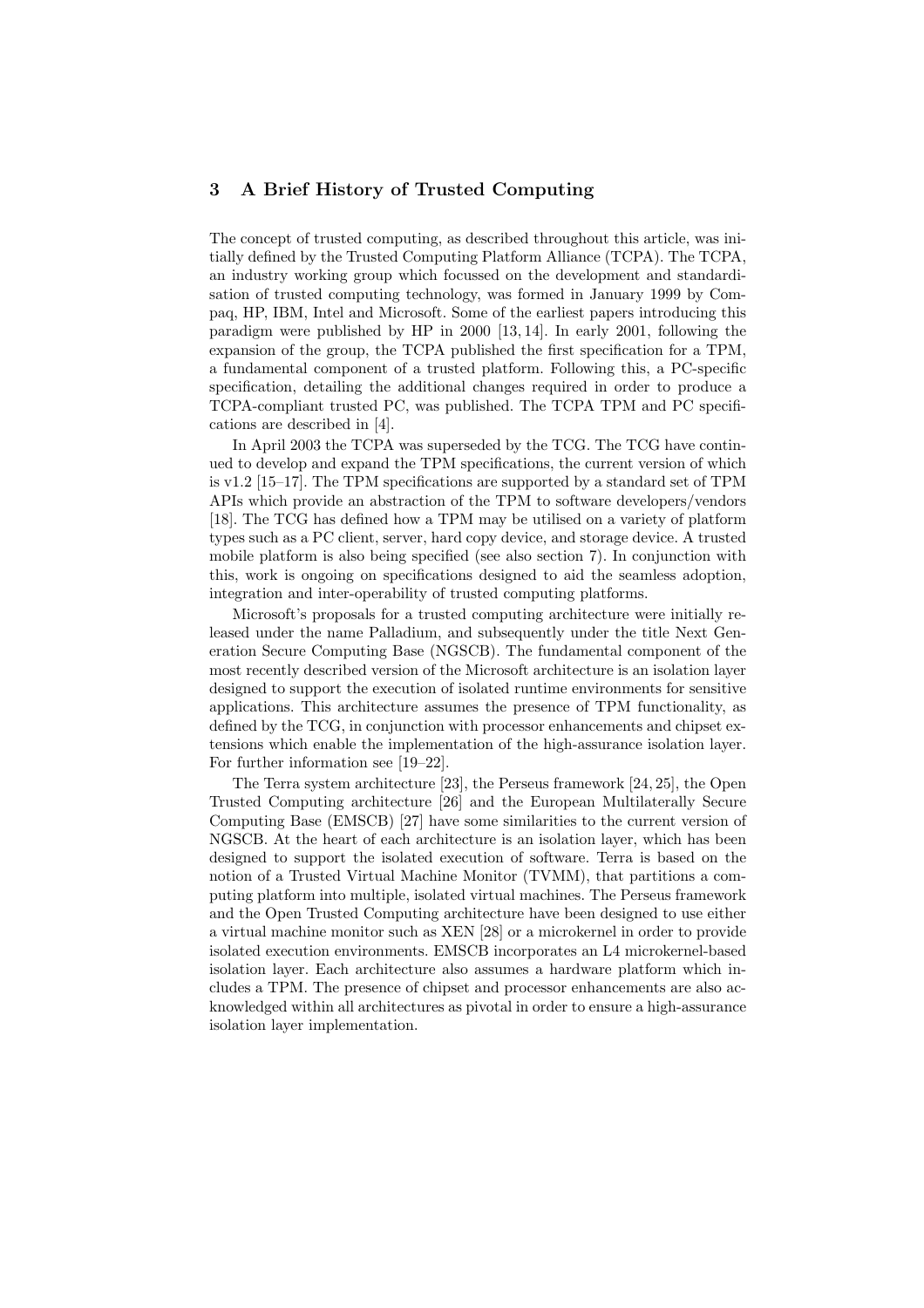## 3 A Brief History of Trusted Computing

The concept of trusted computing, as described throughout this article, was initially defined by the Trusted Computing Platform Alliance (TCPA). The TCPA, an industry working group which focussed on the development and standardisation of trusted computing technology, was formed in January 1999 by Compaq, HP, IBM, Intel and Microsoft. Some of the earliest papers introducing this paradigm were published by HP in 2000 [13, 14]. In early 2001, following the expansion of the group, the TCPA published the first specification for a TPM, a fundamental component of a trusted platform. Following this, a PC-specific specification, detailing the additional changes required in order to produce a TCPA-compliant trusted PC, was published. The TCPA TPM and PC specifications are described in [4].

In April 2003 the TCPA was superseded by the TCG. The TCG have continued to develop and expand the TPM specifications, the current version of which is v1.2 [15–17]. The TPM specifications are supported by a standard set of TPM APIs which provide an abstraction of the TPM to software developers/vendors [18]. The TCG has defined how a TPM may be utilised on a variety of platform types such as a PC client, server, hard copy device, and storage device. A trusted mobile platform is also being specified (see also section 7). In conjunction with this, work is ongoing on specifications designed to aid the seamless adoption, integration and inter-operability of trusted computing platforms.

Microsoft's proposals for a trusted computing architecture were initially released under the name Palladium, and subsequently under the title Next Generation Secure Computing Base (NGSCB). The fundamental component of the most recently described version of the Microsoft architecture is an isolation layer designed to support the execution of isolated runtime environments for sensitive applications. This architecture assumes the presence of TPM functionality, as defined by the TCG, in conjunction with processor enhancements and chipset extensions which enable the implementation of the high-assurance isolation layer. For further information see [19–22].

The Terra system architecture [23], the Perseus framework [24, 25], the Open Trusted Computing architecture [26] and the European Multilaterally Secure Computing Base (EMSCB) [27] have some similarities to the current version of NGSCB. At the heart of each architecture is an isolation layer, which has been designed to support the isolated execution of software. Terra is based on the notion of a Trusted Virtual Machine Monitor (TVMM), that partitions a computing platform into multiple, isolated virtual machines. The Perseus framework and the Open Trusted Computing architecture have been designed to use either a virtual machine monitor such as XEN [28] or a microkernel in order to provide isolated execution environments. EMSCB incorporates an L4 microkernel-based isolation layer. Each architecture also assumes a hardware platform which includes a TPM. The presence of chipset and processor enhancements are also acknowledged within all architectures as pivotal in order to ensure a high-assurance isolation layer implementation.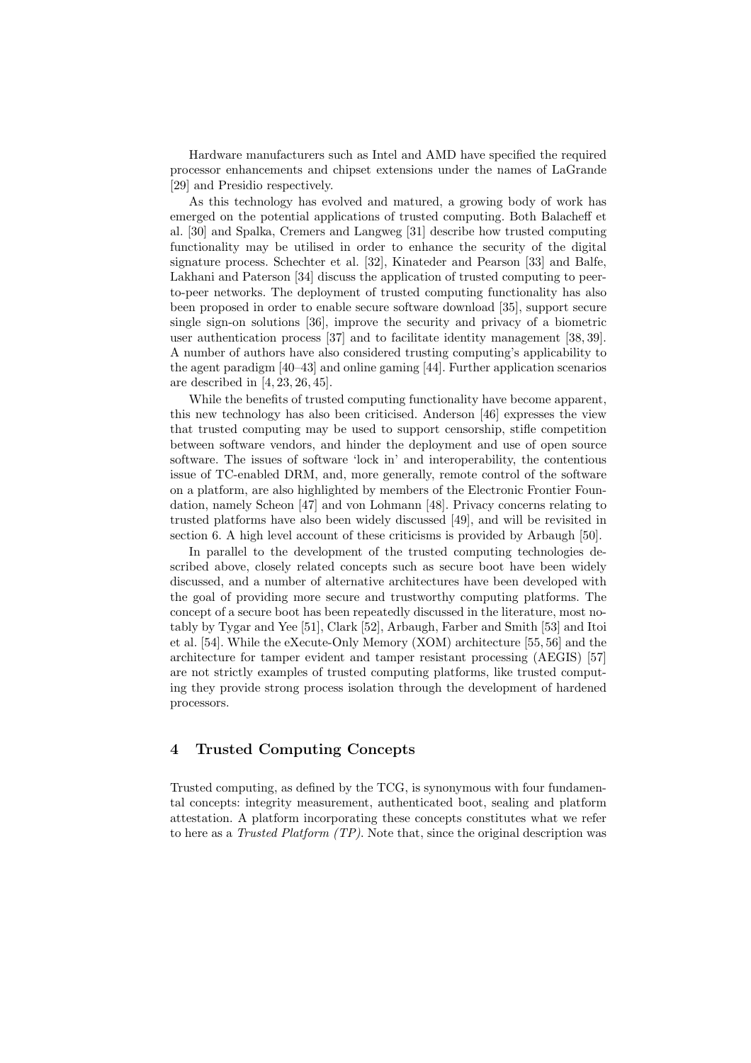Hardware manufacturers such as Intel and AMD have specified the required processor enhancements and chipset extensions under the names of LaGrande [29] and Presidio respectively.

As this technology has evolved and matured, a growing body of work has emerged on the potential applications of trusted computing. Both Balacheff et al. [30] and Spalka, Cremers and Langweg [31] describe how trusted computing functionality may be utilised in order to enhance the security of the digital signature process. Schechter et al. [32], Kinateder and Pearson [33] and Balfe, Lakhani and Paterson [34] discuss the application of trusted computing to peer-to-peer networks. The deployment of trusted computing functionality has also been proposed in order to enable secure software download [35], support secure single sign-on solutions [36], improve the security and privacy of a biometric user authentication process [37] and to facilitate identity management [38, 39]. A number of authors have also considered trusting computing's applicability to the agent paradigm [40–43] and online gaming [44]. Further application scenarios are described in [4, 23, 26, 45].

While the benefits of trusted computing functionality have become apparent, this new technology has also been criticised. Anderson [46] expresses the view that trusted computing may be used to support censorship, stifle competition between software vendors, and hinder the deployment and use of open source software. The issues of software 'lock in' and interoperability, the contentious issue of TC-enabled DRM, and, more generally, remote control of the software on a platform, are also highlighted by members of the Electronic Frontier Foundation, namely Scheon [47] and von Lohmann [48]. Privacy concerns relating to trusted platforms have also been widely discussed [49], and will be revisited in section 6. A high level account of these criticisms is provided by Arbaugh [50].

In parallel to the development of the trusted computing technologies described above, closely related concepts such as secure boot have been widely discussed, and a number of alternative architectures have been developed with the goal of providing more secure and trustworthy computing platforms. The concept of a secure boot has been repeatedly discussed in the literature, most notably by Tygar and Yee [51], Clark [52], Arbaugh, Farber and Smith [53] and Itoi et al. [54]. While the eXecute-Only Memory (XOM) architecture [55, 56] and the architecture for tamper evident and tamper resistant processing (AEGIS) [57] are not strictly examples of trusted computing platforms, like trusted computing they provide strong process isolation through the development of hardened processors.

## 4 Trusted Computing Concepts

Trusted computing, as defined by the TCG, is synonymous with four fundamental concepts: integrity measurement, authenticated boot, sealing and platform attestation. A platform incorporating these concepts constitutes what we refer to here as a *Trusted Platform (TP)*. Note that, since the original description was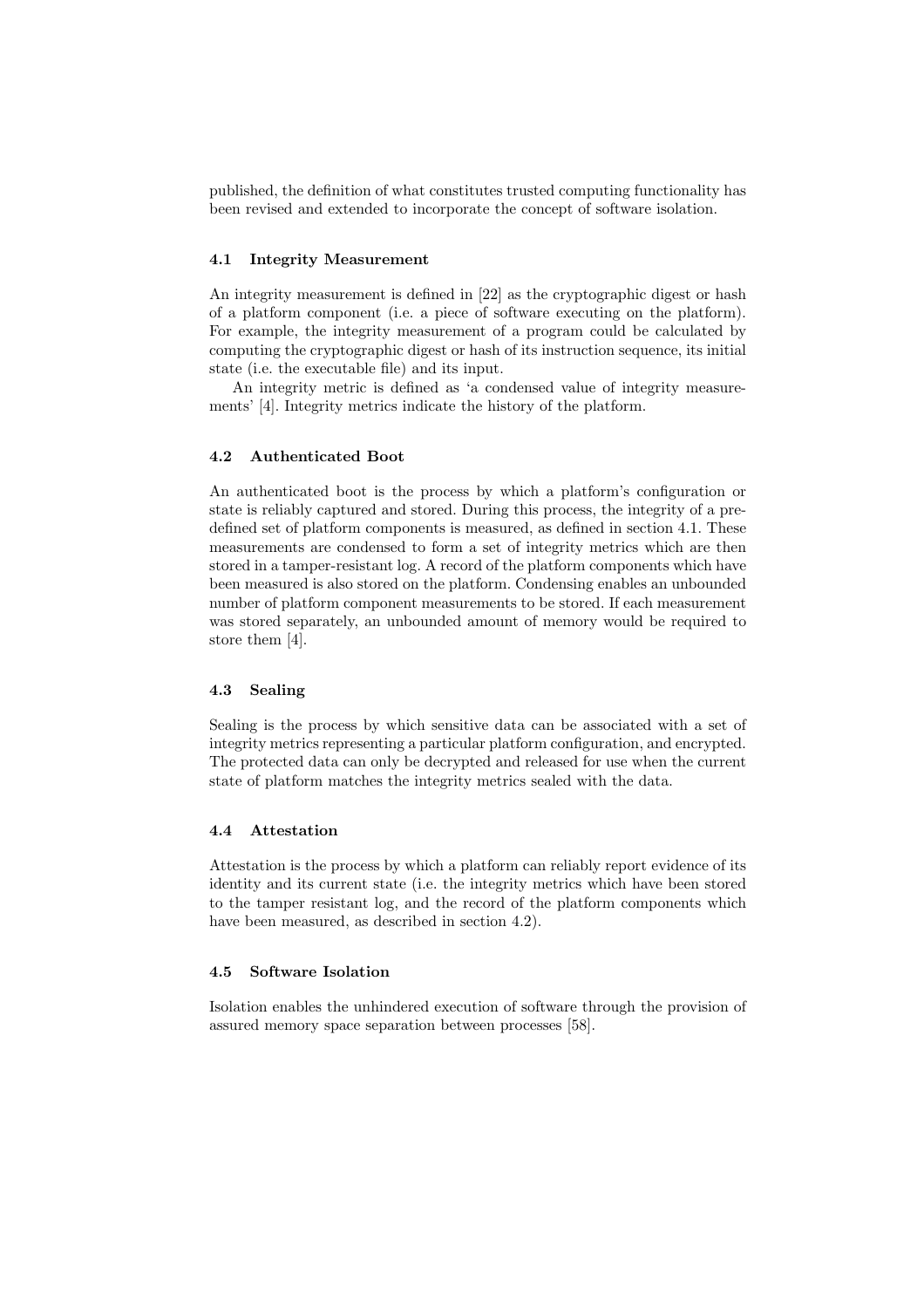published, the definition of what constitutes trusted computing functionality has been revised and extended to incorporate the concept of software isolation.

### 4.1 Integrity Measurement

An integrity measurement is defined in [22] as the cryptographic digest or hash of a platform component (i.e. a piece of software executing on the platform). For example, the integrity measurement of a program could be calculated by computing the cryptographic digest or hash of its instruction sequence, its initial state (i.e. the executable file) and its input.

An integrity metric is defined as 'a condensed value of integrity measurements' [4]. Integrity metrics indicate the history of the platform.

### 4.2 Authenticated Boot

An authenticated boot is the process by which a platform's configuration or state is reliably captured and stored. During this process, the integrity of a pre-defined set of platform components is measured, as defined in section 4.1. These measurements are condensed to form a set of integrity metrics which are then stored in a tamper-resistant log. A record of the platform components which have been measured is also stored on the platform. Condensing enables an unbounded number of platform component measurements to be stored. If each measurement was stored separately, an unbounded amount of memory would be required to store them [4].

### 4.3 Sealing

Sealing is the process by which sensitive data can be associated with a set of integrity metrics representing a particular platform configuration, and encrypted. The protected data can only be decrypted and released for use when the current state of platform matches the integrity metrics sealed with the data.

### 4.4 Attestation

Attestation is the process by which a platform can reliably report evidence of its identity and its current state (i.e. the integrity metrics which have been stored to the tamper resistant log, and the record of the platform components which have been measured, as described in section 4.2).

### 4.5 Software Isolation

Isolation enables the unhindered execution of software through the provision of assured memory space separation between processes [58].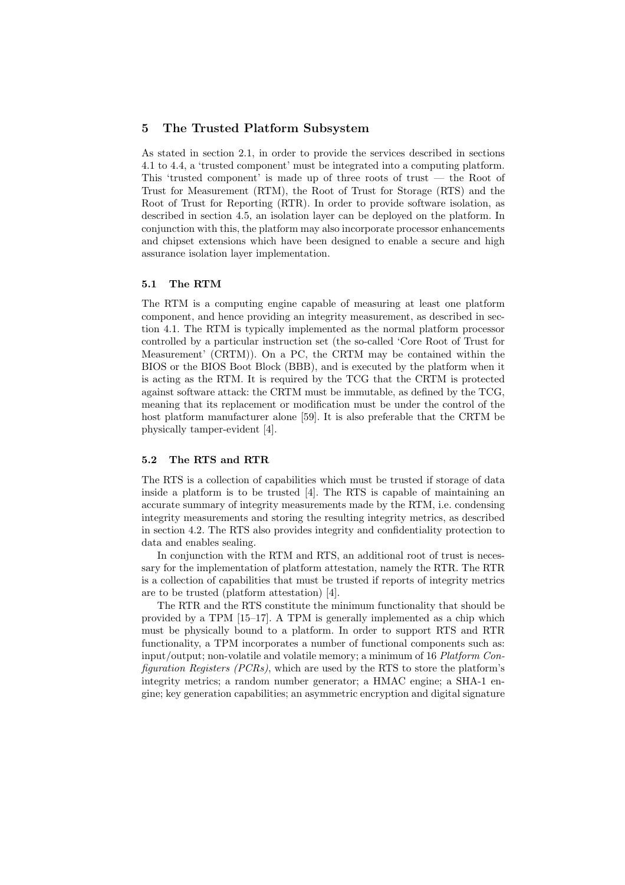## 5 The Trusted Platform Subsystem

As stated in section 2.1, in order to provide the services described in sections 4.1 to 4.4, a 'trusted component' must be integrated into a computing platform. This 'trusted component' is made up of three roots of trust — the Root of Trust for Measurement (RTM), the Root of Trust for Storage (RTS) and the Root of Trust for Reporting (RTR). In order to provide software isolation, as described in section 4.5, an isolation layer can be deployed on the platform. In conjunction with this, the platform may also incorporate processor enhancements and chipset extensions which have been designed to enable a secure and high assurance isolation layer implementation.

### 5.1 The RTM

The RTM is a computing engine capable of measuring at least one platform component, and hence providing an integrity measurement, as described in section 4.1. The RTM is typically implemented as the normal platform processor controlled by a particular instruction set (the so-called 'Core Root of Trust for Measurement' (CRTM)). On a PC, the CRTM may be contained within the BIOS or the BIOS Boot Block (BBB), and is executed by the platform when it is acting as the RTM. It is required by the TCG that the CRTM is protected against software attack: the CRTM must be immutable, as defined by the TCG, meaning that its replacement or modification must be under the control of the host platform manufacturer alone [59]. It is also preferable that the CRTM be physically tamper-evident [4].

### 5.2 The RTS and RTR

The RTS is a collection of capabilities which must be trusted if storage of data inside a platform is to be trusted [4]. The RTS is capable of maintaining an accurate summary of integrity measurements made by the RTM, i.e. condensing integrity measurements and storing the resulting integrity metrics, as described in section 4.2. The RTS also provides integrity and confidentiality protection to data and enables sealing.

In conjunction with the RTM and RTS, an additional root of trust is necessary for the implementation of platform attestation, namely the RTR. The RTR is a collection of capabilities that must be trusted if reports of integrity metrics are to be trusted (platform attestation) [4].

The RTR and the RTS constitute the minimum functionality that should be provided by a TPM [15–17]. A TPM is generally implemented as a chip which must be physically bound to a platform. In order to support RTS and RTR functionality, a TPM incorporates a number of functional components such as: input/output; non-volatile and volatile memory; a minimum of 16 *Platform Configuration Registers (PCRs)*, which are used by the RTS to store the platform's integrity metrics; a random number generator; a HMAC engine; a SHA-1 engine; key generation capabilities; an asymmetric encryption and digital signature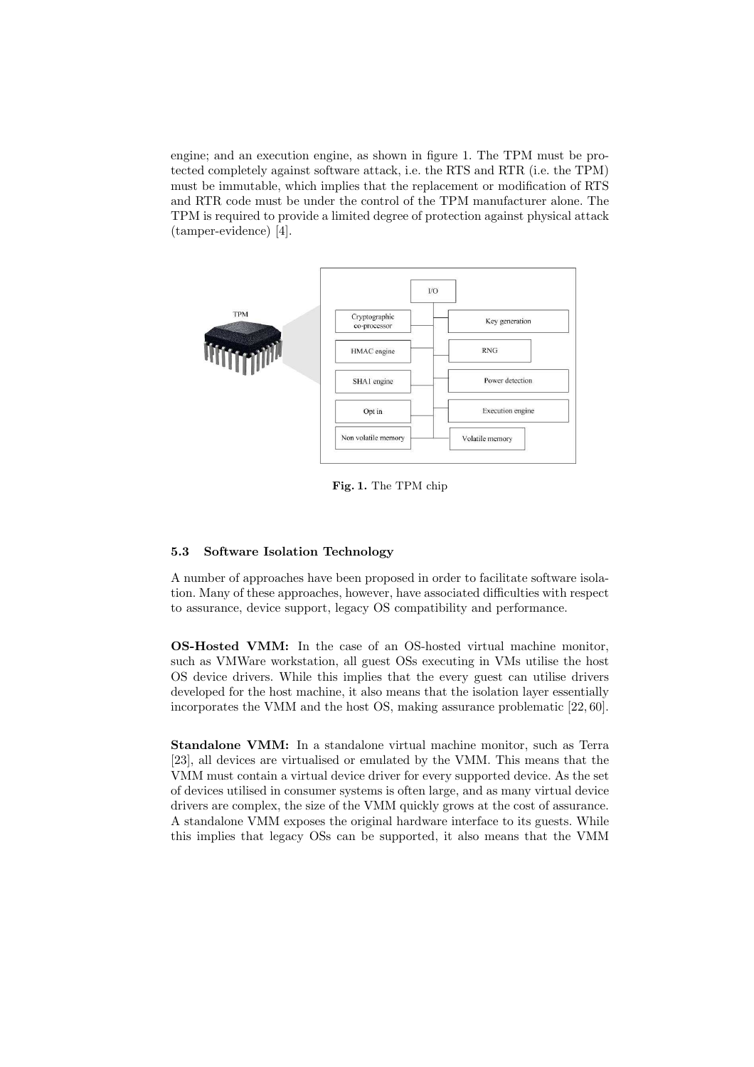engine; and an execution engine, as shown in figure 1. The TPM must be protected completely against software attack, i.e. the RTS and RTR (i.e. the TPM) must be immutable, which implies that the replacement or modification of RTS and RTR code must be under the control of the TPM manufacturer alone. The TPM is required to provide a limited degree of protection against physical attack (tamper-evidence) [4].

**Fig. 1.** The TPM chip

### 5.3 Software Isolation Technology

A number of approaches have been proposed in order to facilitate software isolation. Many of these approaches, however, have associated difficulties with respect to assurance, device support, legacy OS compatibility and performance.

**OS-Hosted VMM:** In the case of an OS-hosted virtual machine monitor, such as VMWare workstation, all guest OSs executing in VMs utilise the host OS device drivers. While this implies that the every guest can utilise drivers developed for the host machine, it also means that the isolation layer essentially incorporates the VMM and the host OS, making assurance problematic [22, 60].

**Standalone VMM:** In a standalone virtual machine monitor, such as Terra [23], all devices are virtualised or emulated by the VMM. This means that the VMM must contain a virtual device driver for every supported device. As the set of devices utilised in consumer systems is often large, and as many virtual device drivers are complex, the size of the VMM quickly grows at the cost of assurance. A standalone VMM exposes the original hardware interface to its guests. While this implies that legacy OSs can be supported, it also means that the VMM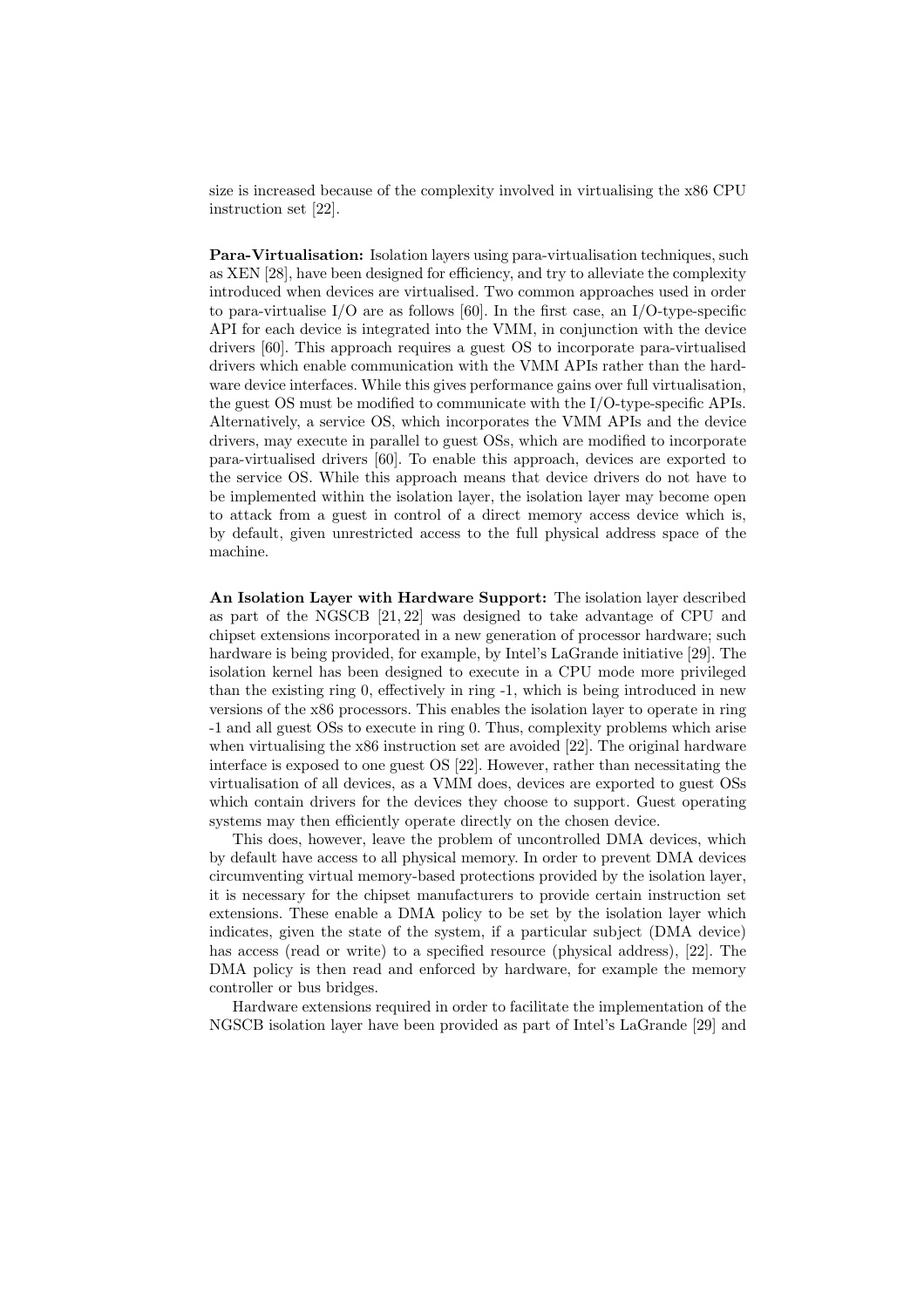size is increased because of the complexity involved in virtualising the x86 CPU instruction set [22].

**Para-Virtualisation:** Isolation layers using para-virtualisation techniques, such as XEN [28], have been designed for efficiency, and try to alleviate the complexity introduced when devices are virtualised. Two common approaches used in order to para-virtualise I/O are as follows [60]. In the first case, an I/O-type-specific API for each device is integrated into the VMM, in conjunction with the device drivers [60]. This approach requires a guest OS to incorporate para-virtualised drivers which enable communication with the VMM APIs rather than the hardware device interfaces. While this gives performance gains over full virtualisation, the guest OS must be modified to communicate with the I/O-type-specific APIs. Alternatively, a service OS, which incorporates the VMM APIs and the device drivers, may execute in parallel to guest OSs, which are modified to incorporate para-virtualised drivers [60]. To enable this approach, devices are exported to the service OS. While this approach means that device drivers do not have to be implemented within the isolation layer, the isolation layer may become open to attack from a guest in control of a direct memory access device which is, by default, given unrestricted access to the full physical address space of the machine.

**An Isolation Layer with Hardware Support:** The isolation layer described as part of the NGSCB [21, 22] was designed to take advantage of CPU and chipset extensions incorporated in a new generation of processor hardware; such hardware is being provided, for example, by Intel's LaGrande initiative [29]. The isolation kernel has been designed to execute in a CPU mode more privileged than the existing ring 0, effectively in ring -1, which is being introduced in new versions of the x86 processors. This enables the isolation layer to operate in ring -1 and all guest OSs to execute in ring 0. Thus, complexity problems which arise when virtualising the x86 instruction set are avoided [22]. The original hardware interface is exposed to one guest OS [22]. However, rather than necessitating the virtualisation of all devices, as a VMM does, devices are exported to guest OSs which contain drivers for the devices they choose to support. Guest operating systems may then efficiently operate directly on the chosen device.

This does, however, leave the problem of uncontrolled DMA devices, which by default have access to all physical memory. In order to prevent DMA devices circumventing virtual memory-based protections provided by the isolation layer, it is necessary for the chipset manufacturers to provide certain instruction set extensions. These enable a DMA policy to be set by the isolation layer which indicates, given the state of the system, if a particular subject (DMA device) has access (read or write) to a specified resource (physical address), [22]. The DMA policy is then read and enforced by hardware, for example the memory controller or bus bridges.

Hardware extensions required in order to facilitate the implementation of the NGSCB isolation layer have been provided as part of Intel's LaGrande [29] and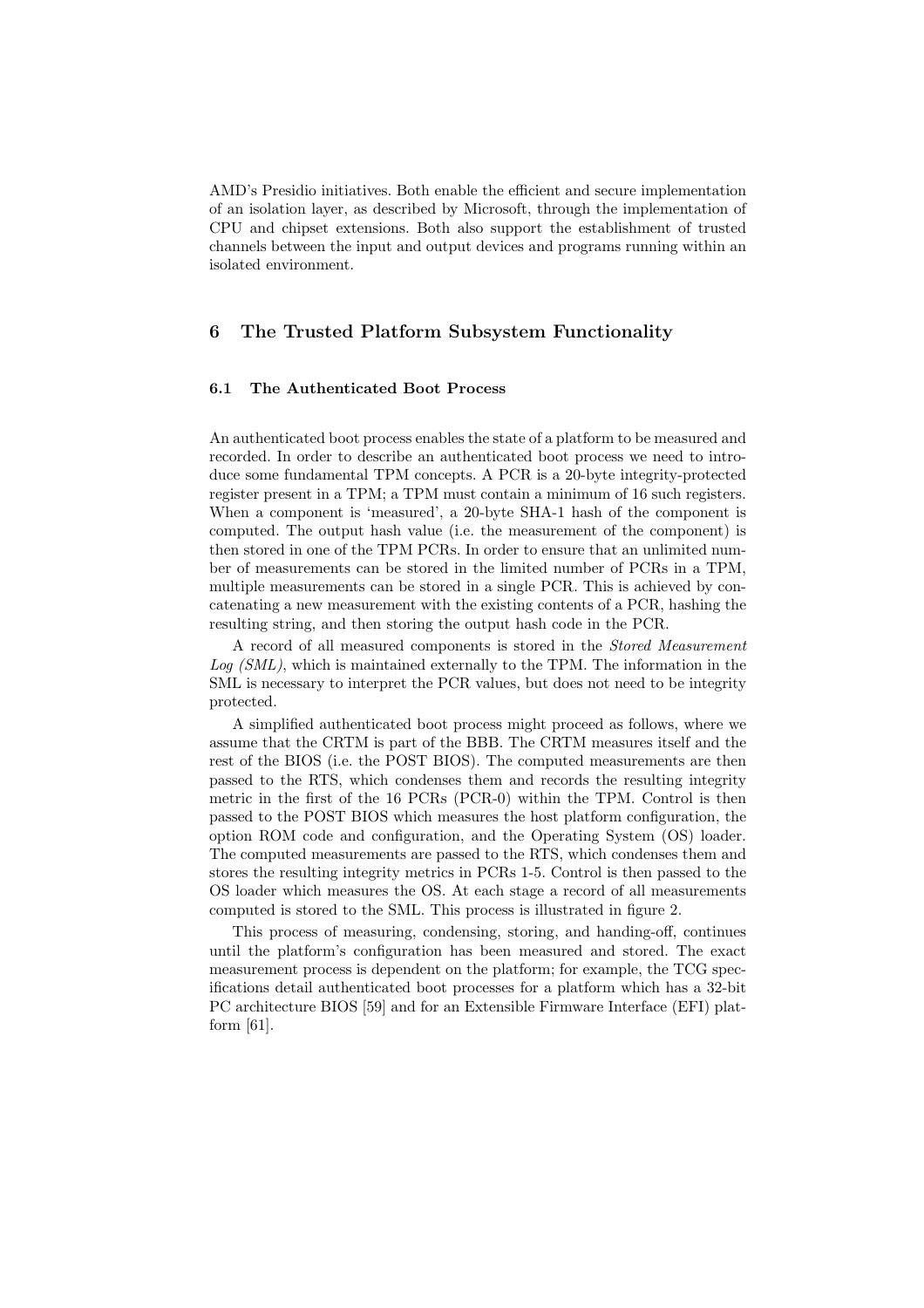AMD's Presidio initiatives. Both enable the efficient and secure implementation of an isolation layer, as described by Microsoft, through the implementation of CPU and chipset extensions. Both also support the establishment of trusted channels between the input and output devices and programs running within an isolated environment.

## 6 The Trusted Platform Subsystem Functionality

### 6.1 The Authenticated Boot Process

An authenticated boot process enables the state of a platform to be measured and recorded. In order to describe an authenticated boot process we need to introduce some fundamental TPM concepts. A PCR is a 20-byte integrity-protected register present in a TPM; a TPM must contain a minimum of 16 such registers. When a component is 'measured', a 20-byte SHA-1 hash of the component is computed. The output hash value (i.e. the measurement of the component) is then stored in one of the TPM PCRs. In order to ensure that an unlimited number of measurements can be stored in the limited number of PCRs in a TPM, multiple measurements can be stored in a single PCR. This is achieved by concatenating a new measurement with the existing contents of a PCR, hashing the resulting string, and then storing the output hash code in the PCR.

A record of all measured components is stored in the *Stored Measurement Log (SML)*, which is maintained externally to the TPM. The information in the SML is necessary to interpret the PCR values, but does not need to be integrity protected.

A simplified authenticated boot process might proceed as follows, where we assume that the CRTM is part of the BBB. The CRTM measures itself and the rest of the BIOS (i.e. the POST BIOS). The computed measurements are then passed to the RTS, which condenses them and records the resulting integrity metric in the first of the 16 PCRs (PCR-0) within the TPM. Control is then passed to the POST BIOS which measures the host platform configuration, the option ROM code and configuration, and the Operating System (OS) loader. The computed measurements are passed to the RTS, which condenses them and stores the resulting integrity metrics in PCRs 1-5. Control is then passed to the OS loader which measures the OS. At each stage a record of all measurements computed is stored to the SML. This process is illustrated in figure 2.

This process of measuring, condensing, storing, and handing-off, continues until the platform's configuration has been measured and stored. The exact measurement process is dependent on the platform; for example, the TCG specifications detail authenticated boot processes for a platform which has a 32-bit PC architecture BIOS [59] and for an Extensible Firmware Interface (EFI) platform [61].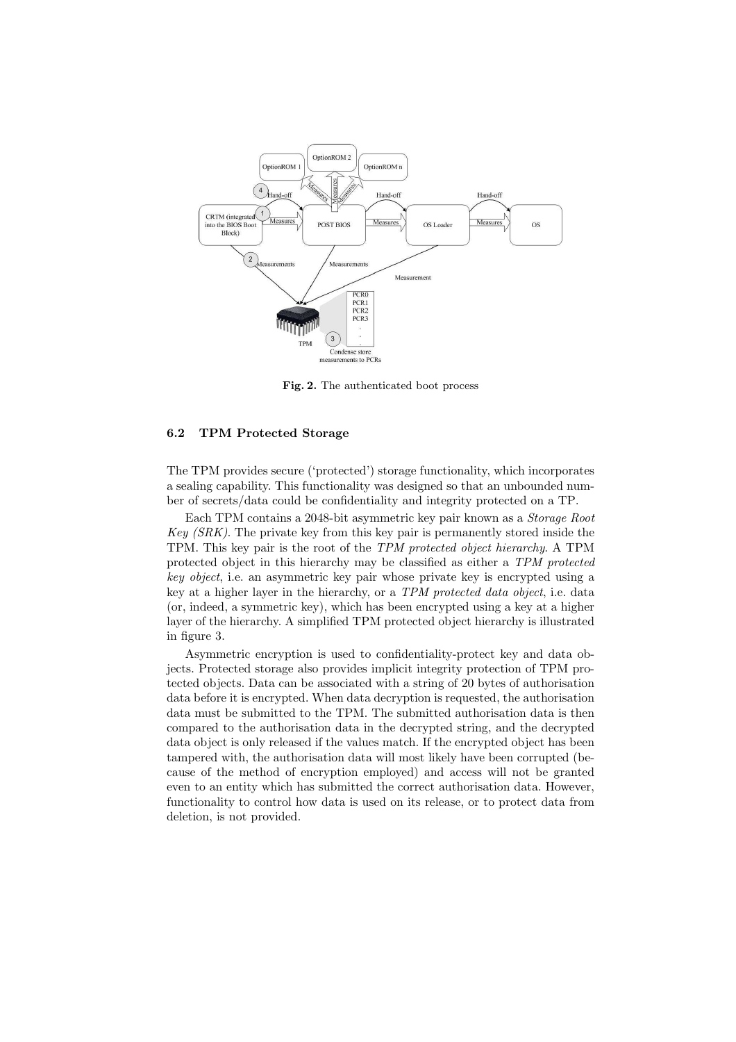OptionROM 1

OptionROM 2

OptionROM n

Measures

Measures

Measures

4 Hand-off

Hand-off

Hand-off

CRTM (integrated into the BIOS Boot Block)

1 Measures

POST BIOS

Measures

OS Loader

Measures

OS

2 Measurements

Measurements

Measurement

PCR0
PCR1
PCR2
PCR3
.
.
.

TPM

3

Condense store measurements to PCRs

**Fig. 2.** The authenticated boot process

### 6.2 TPM Protected Storage

The TPM provides secure ('protected') storage functionality, which incorporates a sealing capability. This functionality was designed so that an unbounded number of secrets/data could be confidentiality and integrity protected on a TP.

Each TPM contains a 2048-bit asymmetric key pair known as a *Storage Root Key (SRK)*. The private key from this key pair is permanently stored inside the TPM. This key pair is the root of the *TPM protected object hierarchy*. A TPM protected object in this hierarchy may be classified as either a *TPM protected key object*, i.e. an asymmetric key pair whose private key is encrypted using a key at a higher layer in the hierarchy, or a *TPM protected data object*, i.e. data (or, indeed, a symmetric key), which has been encrypted using a key at a higher layer of the hierarchy. A simplified TPM protected object hierarchy is illustrated in figure 3.

Asymmetric encryption is used to confidentiality-protect key and data objects. Protected storage also provides implicit integrity protection of TPM protected objects. Data can be associated with a string of 20 bytes of authorisation data before it is encrypted. When data decryption is requested, the authorisation data must be submitted to the TPM. The submitted authorisation data is then compared to the authorisation data in the decrypted string, and the decrypted data object is only released if the values match. If the encrypted object has been tampered with, the authorisation data will most likely have been corrupted (because of the method of encryption employed) and access will not be granted even to an entity which has submitted the correct authorisation data. However, functionality to control how data is used on its release, or to protect data from deletion, is not provided.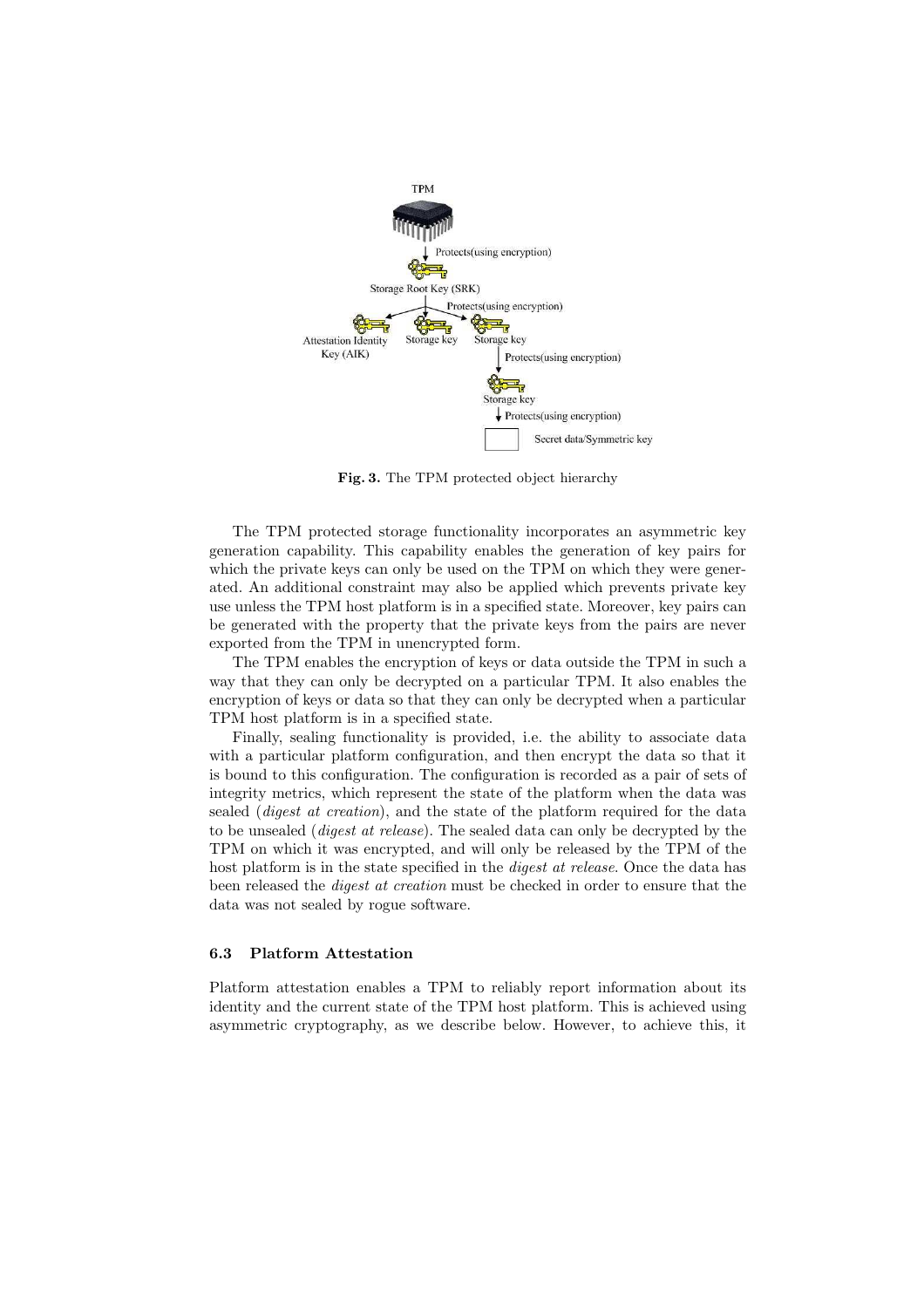TPM

Protects(using encryption)

Storage Root Key (SRK)

Protects(using encryption)

Attestation Identity Key (AIK)

Storage key

Storage key

Protects(using encryption)

Storage key

Protects(using encryption)

Secret data/Symmetric key

**Fig. 3.** The TPM protected object hierarchy

The TPM protected storage functionality incorporates an asymmetric key generation capability. This capability enables the generation of key pairs for which the private keys can only be used on the TPM on which they were generated. An additional constraint may also be applied which prevents private key use unless the TPM host platform is in a specified state. Moreover, key pairs can be generated with the property that the private keys from the pairs are never exported from the TPM in unencrypted form.

The TPM enables the encryption of keys or data outside the TPM in such a way that they can only be decrypted on a particular TPM. It also enables the encryption of keys or data so that they can only be decrypted when a particular TPM host platform is in a specified state.

Finally, sealing functionality is provided, i.e. the ability to associate data with a particular platform configuration, and then encrypt the data so that it is bound to this configuration. The configuration is recorded as a pair of sets of integrity metrics, which represent the state of the platform when the data was sealed (*digest at creation*), and the state of the platform required for the data to be unsealed (*digest at release*). The sealed data can only be decrypted by the TPM on which it was encrypted, and will only be released by the TPM of the host platform is in the state specified in the *digest at release*. Once the data has been released the *digest at creation* must be checked in order to ensure that the data was not sealed by rogue software.

### 6.3 Platform Attestation

Platform attestation enables a TPM to reliably report information about its identity and the current state of the TPM host platform. This is achieved using asymmetric cryptography, as we describe below. However, to achieve this, it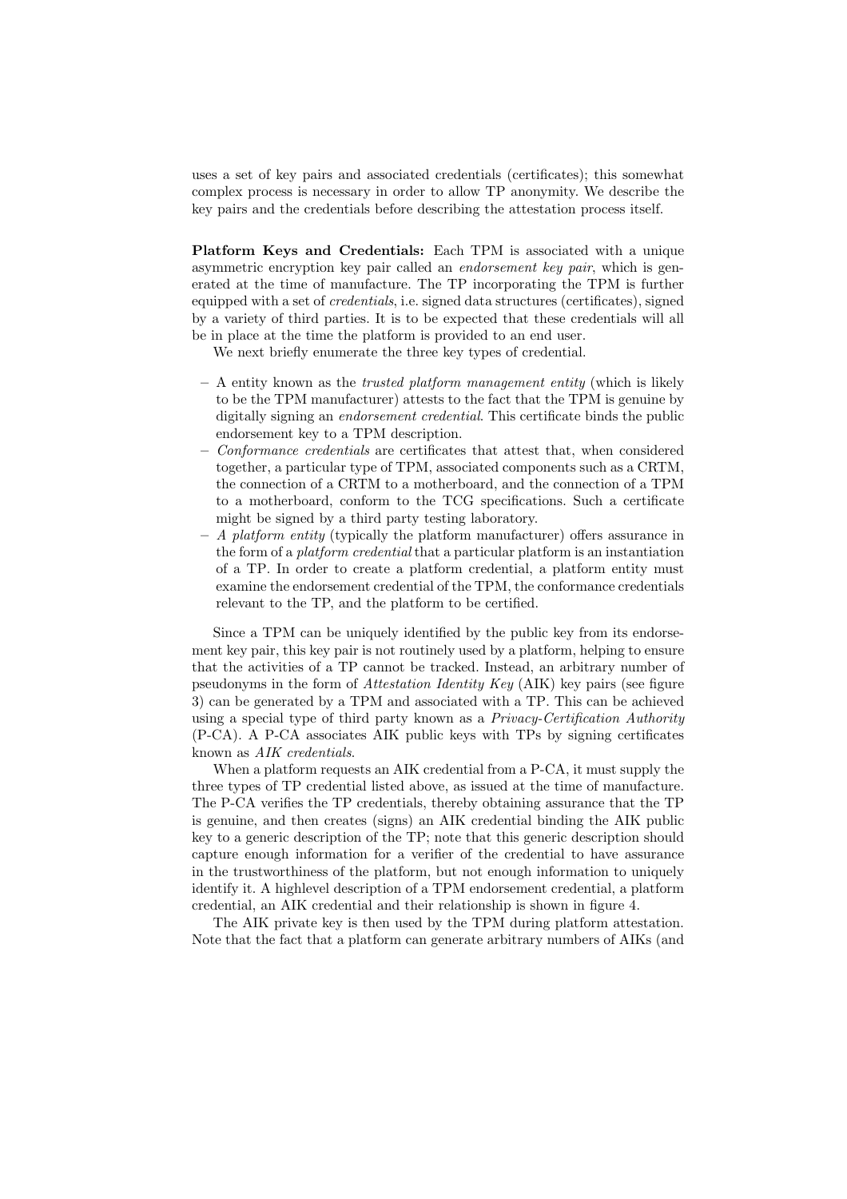uses a set of key pairs and associated credentials (certificates); this somewhat complex process is necessary in order to allow TP anonymity. We describe the key pairs and the credentials before describing the attestation process itself.

**Platform Keys and Credentials:** Each TPM is associated with a unique asymmetric encryption key pair called an *endorsement key pair*, which is generated at the time of manufacture. The TP incorporating the TPM is further equipped with a set of *credentials*, i.e. signed data structures (certificates), signed by a variety of third parties. It is to be expected that these credentials will all be in place at the time the platform is provided to an end user.

We next briefly enumerate the three key types of credential.

– A entity known as the *trusted platform management entity* (which is likely to be the TPM manufacturer) attests to the fact that the TPM is genuine by digitally signing an *endorsement credential*. This certificate binds the public endorsement key to a TPM description.
– *Conformance credentials* are certificates that attest that, when considered together, a particular type of TPM, associated components such as a CRTM, the connection of a CRTM to a motherboard, and the connection of a TPM to a motherboard, conform to the TCG specifications. Such a certificate might be signed by a third party testing laboratory.
– *A platform entity* (typically the platform manufacturer) offers assurance in the form of a *platform credential* that a particular platform is an instantiation of a TP. In order to create a platform credential, a platform entity must examine the endorsement credential of the TPM, the conformance credentials relevant to the TP, and the platform to be certified.

Since a TPM can be uniquely identified by the public key from its endorsement key pair, this key pair is not routinely used by a platform, helping to ensure that the activities of a TP cannot be tracked. Instead, an arbitrary number of pseudonyms in the form of *Attestation Identity Key* (AIK) key pairs (see figure 3) can be generated by a TPM and associated with a TP. This can be achieved using a special type of third party known as a *Privacy-Certification Authority* (P-CA). A P-CA associates AIK public keys with TPs by signing certificates known as *AIK credentials*.

When a platform requests an AIK credential from a P-CA, it must supply the three types of TP credential listed above, as issued at the time of manufacture. The P-CA verifies the TP credentials, thereby obtaining assurance that the TP is genuine, and then creates (signs) an AIK credential binding the AIK public key to a generic description of the TP; note that this generic description should capture enough information for a verifier of the credential to have assurance in the trustworthiness of the platform, but not enough information to uniquely identify it. A highlevel description of a TPM endorsement credential, a platform credential, an AIK credential and their relationship is shown in figure 4.

The AIK private key is then used by the TPM during platform attestation. Note that the fact that a platform can generate arbitrary numbers of AIKs (and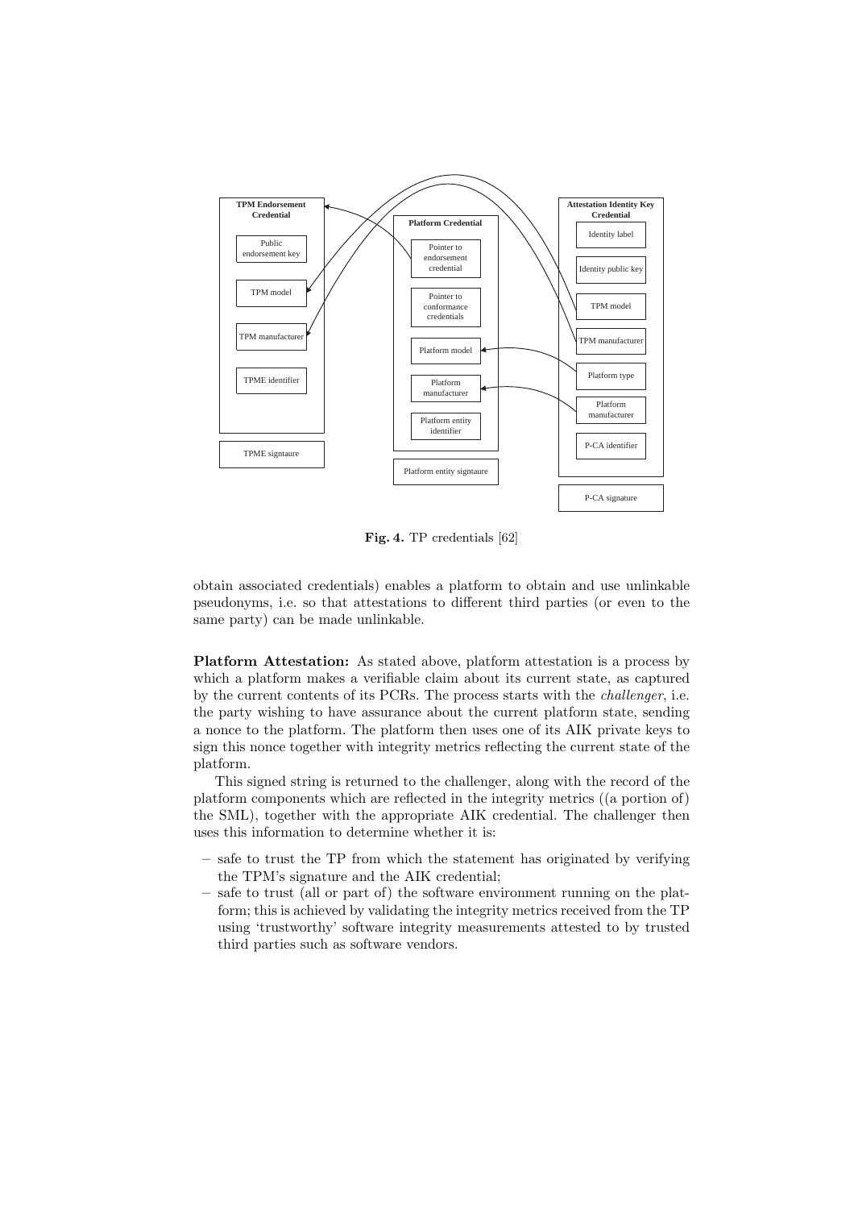**Fig. 4.** TP credentials [62]

obtain associated credentials) enables a platform to obtain and use unlinkable pseudonyms, i.e. so that attestations to different third parties (or even to the same party) can be made unlinkable.

**Platform Attestation:** As stated above, platform attestation is a process by which a platform makes a verifiable claim about its current state, as captured by the current contents of its PCRs. The process starts with the *challenger*, i.e. the party wishing to have assurance about the current platform state, sending a nonce to the platform. The platform then uses one of its AIK private keys to sign this nonce together with integrity metrics reflecting the current state of the platform.

This signed string is returned to the challenger, along with the record of the platform components which are reflected in the integrity metrics ((a portion of) the SML), together with the appropriate AIK credential. The challenger then uses this information to determine whether it is:

- safe to trust the TP from which the statement has originated by verifying the TPM's signature and the AIK credential;
- safe to trust (all or part of) the software environment running on the platform; this is achieved by validating the integrity metrics received from the TP using 'trustworthy' software integrity measurements attested to by trusted third parties such as software vendors.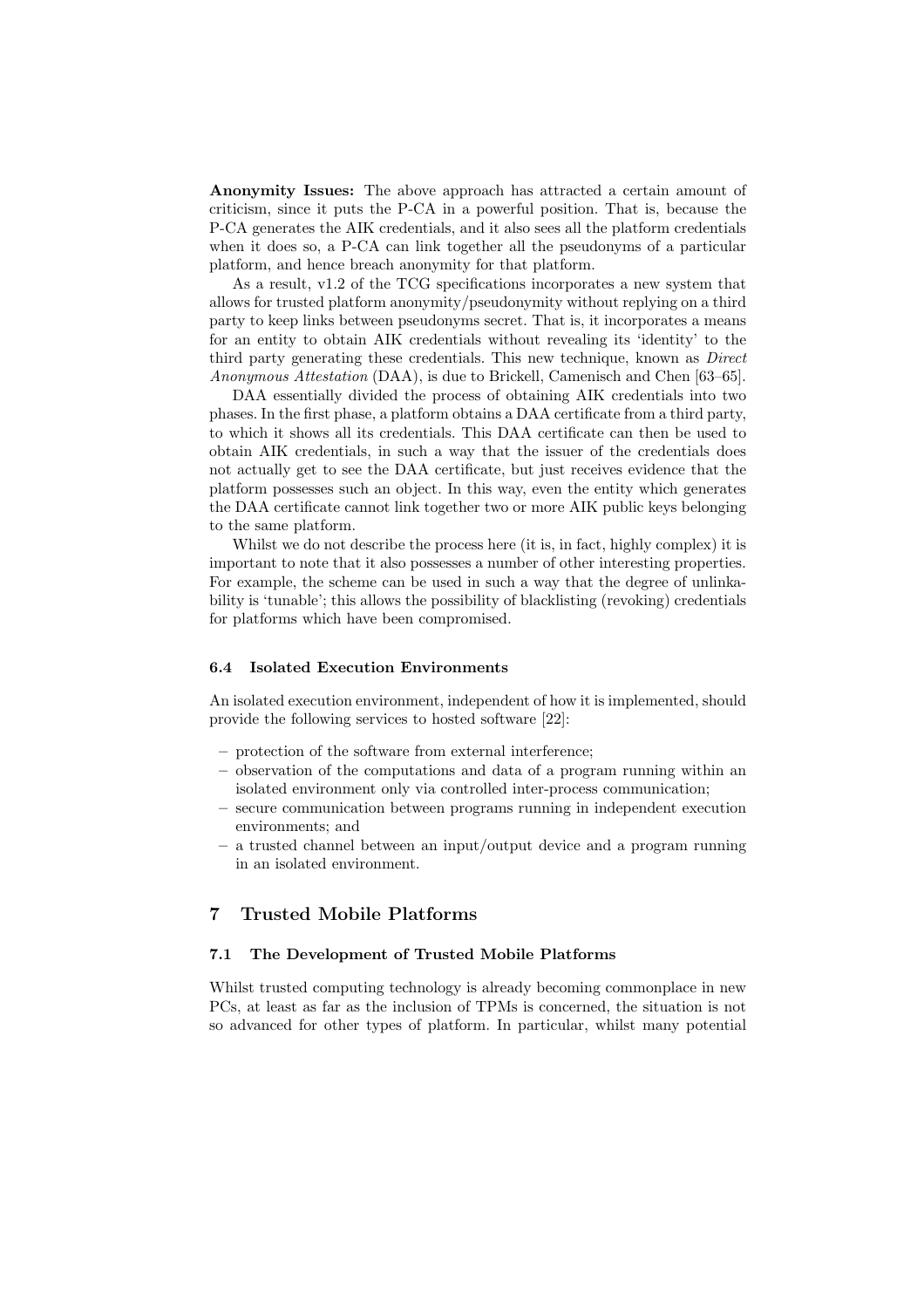**Anonymity Issues:** The above approach has attracted a certain amount of criticism, since it puts the P-CA in a powerful position. That is, because the P-CA generates the AIK credentials, and it also sees all the platform credentials when it does so, a P-CA can link together all the pseudonyms of a particular platform, and hence breach anonymity for that platform.

As a result, v1.2 of the TCG specifications incorporates a new system that allows for trusted platform anonymity/pseudonymity without replying on a third party to keep links between pseudonyms secret. That is, it incorporates a means for an entity to obtain AIK credentials without revealing its 'identity' to the third party generating these credentials. This new technique, known as *Direct Anonymous Attestation* (DAA), is due to Brickell, Camenisch and Chen [63–65].

DAA essentially divided the process of obtaining AIK credentials into two phases. In the first phase, a platform obtains a DAA certificate from a third party, to which it shows all its credentials. This DAA certificate can then be used to obtain AIK credentials, in such a way that the issuer of the credentials does not actually get to see the DAA certificate, but just receives evidence that the platform possesses such an object. In this way, even the entity which generates the DAA certificate cannot link together two or more AIK public keys belonging to the same platform.

Whilst we do not describe the process here (it is, in fact, highly complex) it is important to note that it also possesses a number of other interesting properties. For example, the scheme can be used in such a way that the degree of unlinkability is 'tunable'; this allows the possibility of blacklisting (revoking) credentials for platforms which have been compromised.

### 6.4 Isolated Execution Environments

An isolated execution environment, independent of how it is implemented, should provide the following services to hosted software [22]:

- protection of the software from external interference;
- observation of the computations and data of a program running within an isolated environment only via controlled inter-process communication;
- secure communication between programs running in independent execution environments; and
- a trusted channel between an input/output device and a program running in an isolated environment.

## 7 Trusted Mobile Platforms

### 7.1 The Development of Trusted Mobile Platforms

Whilst trusted computing technology is already becoming commonplace in new PCs, at least as far as the inclusion of TPMs is concerned, the situation is not so advanced for other types of platform. In particular, whilst many potential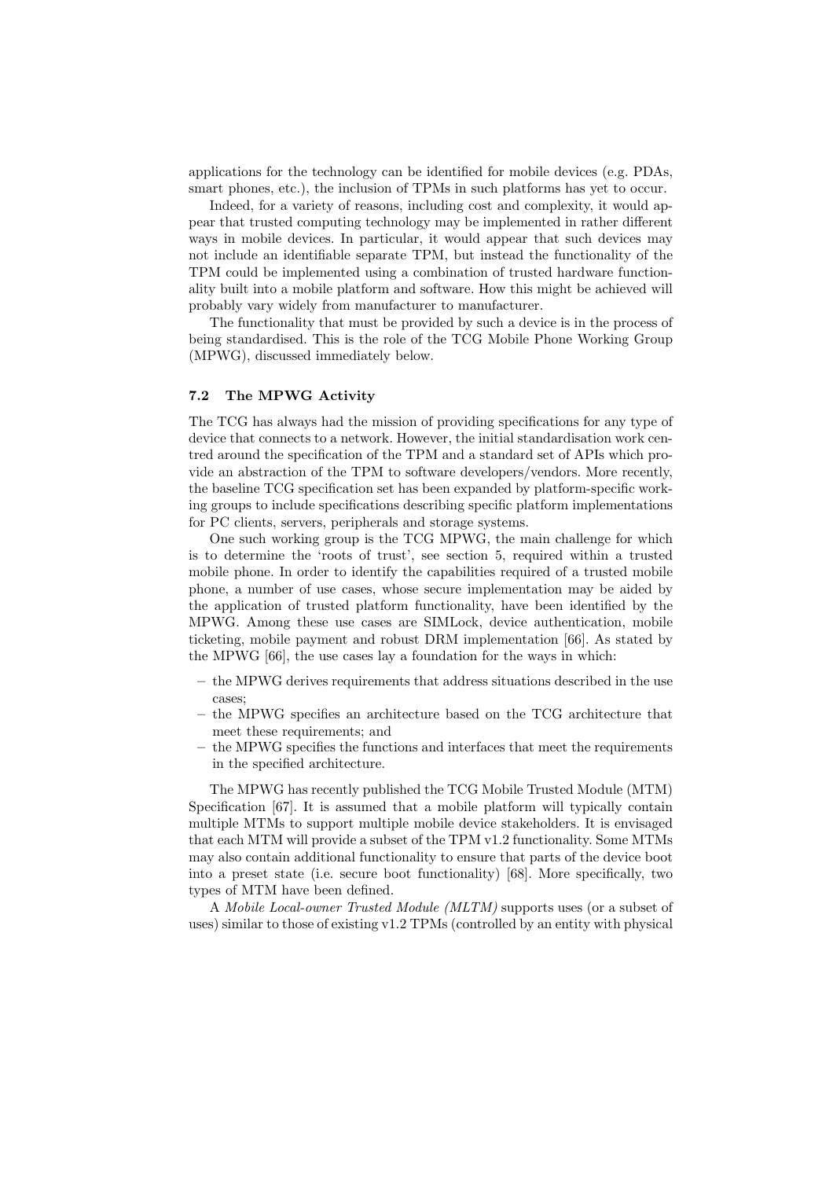applications for the technology can be identified for mobile devices (e.g. PDAs, smart phones, etc.), the inclusion of TPMs in such platforms has yet to occur.

Indeed, for a variety of reasons, including cost and complexity, it would appear that trusted computing technology may be implemented in rather different ways in mobile devices. In particular, it would appear that such devices may not include an identifiable separate TPM, but instead the functionality of the TPM could be implemented using a combination of trusted hardware functionality built into a mobile platform and software. How this might be achieved will probably vary widely from manufacturer to manufacturer.

The functionality that must be provided by such a device is in the process of being standardised. This is the role of the TCG Mobile Phone Working Group (MPWG), discussed immediately below.

### 7.2 The MPWG Activity

The TCG has always had the mission of providing specifications for any type of device that connects to a network. However, the initial standardisation work centred around the specification of the TPM and a standard set of APIs which provide an abstraction of the TPM to software developers/vendors. More recently, the baseline TCG specification set has been expanded by platform-specific working groups to include specifications describing specific platform implementations for PC clients, servers, peripherals and storage systems.

One such working group is the TCG MPWG, the main challenge for which is to determine the 'roots of trust', see section 5, required within a trusted mobile phone. In order to identify the capabilities required of a trusted mobile phone, a number of use cases, whose secure implementation may be aided by the application of trusted platform functionality, have been identified by the MPWG. Among these use cases are SIMLock, device authentication, mobile ticketing, mobile payment and robust DRM implementation [66]. As stated by the MPWG [66], the use cases lay a foundation for the ways in which:

- the MPWG derives requirements that address situations described in the use cases;
- the MPWG specifies an architecture based on the TCG architecture that meet these requirements; and
- the MPWG specifies the functions and interfaces that meet the requirements in the specified architecture.

The MPWG has recently published the TCG Mobile Trusted Module (MTM) Specification [67]. It is assumed that a mobile platform will typically contain multiple MTMs to support multiple mobile device stakeholders. It is envisaged that each MTM will provide a subset of the TPM v1.2 functionality. Some MTMs may also contain additional functionality to ensure that parts of the device boot into a preset state (i.e. secure boot functionality) [68]. More specifically, two types of MTM have been defined.

A *Mobile Local-owner Trusted Module (MLTM)* supports uses (or a subset of uses) similar to those of existing v1.2 TPMs (controlled by an entity with physical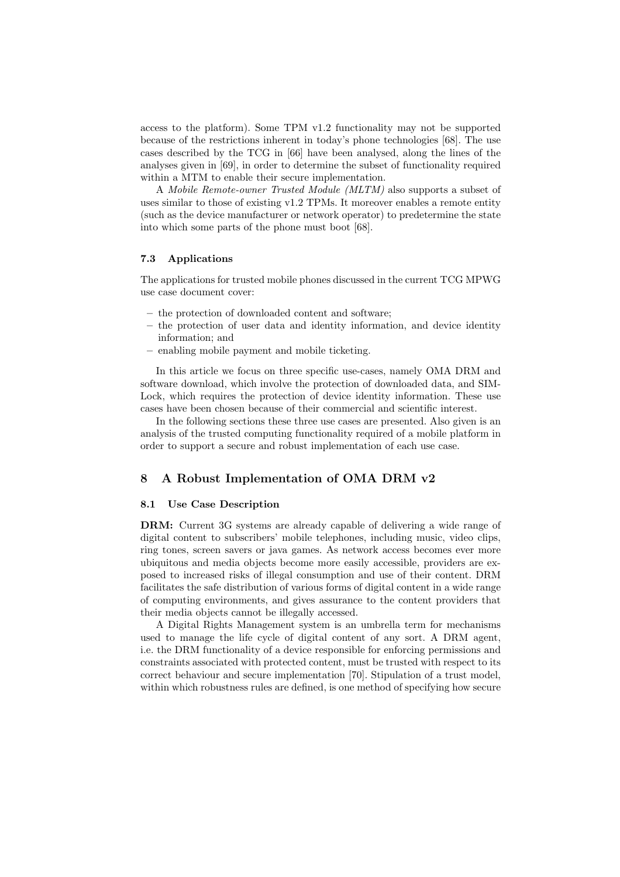access to the platform). Some TPM v1.2 functionality may not be supported because of the restrictions inherent in today's phone technologies [68]. The use cases described by the TCG in [66] have been analysed, along the lines of the analyses given in [69], in order to determine the subset of functionality required within a MTM to enable their secure implementation.

A *Mobile Remote-owner Trusted Module (MLTM)* also supports a subset of uses similar to those of existing v1.2 TPMs. It moreover enables a remote entity (such as the device manufacturer or network operator) to predetermine the state into which some parts of the phone must boot [68].

### 7.3 Applications

The applications for trusted mobile phones discussed in the current TCG MPWG use case document cover:

- the protection of downloaded content and software;
- the protection of user data and identity information, and device identity information; and
- enabling mobile payment and mobile ticketing.

In this article we focus on three specific use-cases, namely OMA DRM and software download, which involve the protection of downloaded data, and SIM-Lock, which requires the protection of device identity information. These use cases have been chosen because of their commercial and scientific interest.

In the following sections these three use cases are presented. Also given is an analysis of the trusted computing functionality required of a mobile platform in order to support a secure and robust implementation of each use case.

## 8 A Robust Implementation of OMA DRM v2

### 8.1 Use Case Description

**DRM:** Current 3G systems are already capable of delivering a wide range of digital content to subscribers' mobile telephones, including music, video clips, ring tones, screen savers or java games. As network access becomes ever more ubiquitous and media objects become more easily accessible, providers are exposed to increased risks of illegal consumption and use of their content. DRM facilitates the safe distribution of various forms of digital content in a wide range of computing environments, and gives assurance to the content providers that their media objects cannot be illegally accessed.

A Digital Rights Management system is an umbrella term for mechanisms used to manage the life cycle of digital content of any sort. A DRM agent, i.e. the DRM functionality of a device responsible for enforcing permissions and constraints associated with protected content, must be trusted with respect to its correct behaviour and secure implementation [70]. Stipulation of a trust model, within which robustness rules are defined, is one method of specifying how secure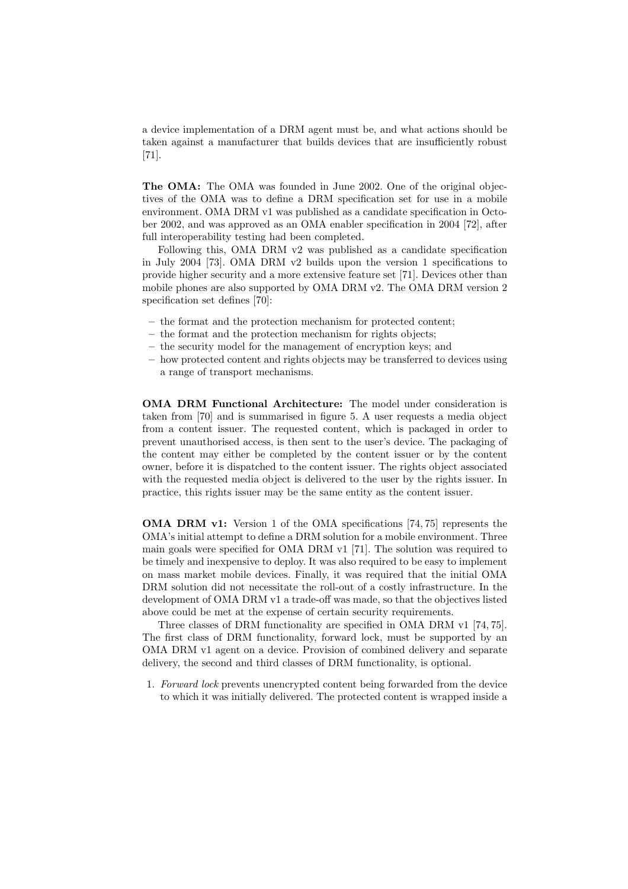a device implementation of a DRM agent must be, and what actions should be taken against a manufacturer that builds devices that are insufficiently robust [71].

**The OMA:** The OMA was founded in June 2002. One of the original objectives of the OMA was to define a DRM specification set for use in a mobile environment. OMA DRM v1 was published as a candidate specification in October 2002, and was approved as an OMA enabler specification in 2004 [72], after full interoperability testing had been completed.

Following this, OMA DRM v2 was published as a candidate specification in July 2004 [73]. OMA DRM v2 builds upon the version 1 specifications to provide higher security and a more extensive feature set [71]. Devices other than mobile phones are also supported by OMA DRM v2. The OMA DRM version 2 specification set defines [70]:

- the format and the protection mechanism for protected content;
- the format and the protection mechanism for rights objects;
- the security model for the management of encryption keys; and
- how protected content and rights objects may be transferred to devices using a range of transport mechanisms.

**OMA DRM Functional Architecture:** The model under consideration is taken from [70] and is summarised in figure 5. A user requests a media object from a content issuer. The requested content, which is packaged in order to prevent unauthorised access, is then sent to the user's device. The packaging of the content may either be completed by the content issuer or by the content owner, before it is dispatched to the content issuer. The rights object associated with the requested media object is delivered to the user by the rights issuer. In practice, this rights issuer may be the same entity as the content issuer.

**OMA DRM v1:** Version 1 of the OMA specifications [74, 75] represents the OMA's initial attempt to define a DRM solution for a mobile environment. Three main goals were specified for OMA DRM v1 [71]. The solution was required to be timely and inexpensive to deploy. It was also required to be easy to implement on mass market mobile devices. Finally, it was required that the initial OMA DRM solution did not necessitate the roll-out of a costly infrastructure. In the development of OMA DRM v1 a trade-off was made, so that the objectives listed above could be met at the expense of certain security requirements.

Three classes of DRM functionality are specified in OMA DRM v1 [74, 75]. The first class of DRM functionality, forward lock, must be supported by an OMA DRM v1 agent on a device. Provision of combined delivery and separate delivery, the second and third classes of DRM functionality, is optional.

1. *Forward lock* prevents unencrypted content being forwarded from the device to which it was initially delivered. The protected content is wrapped inside a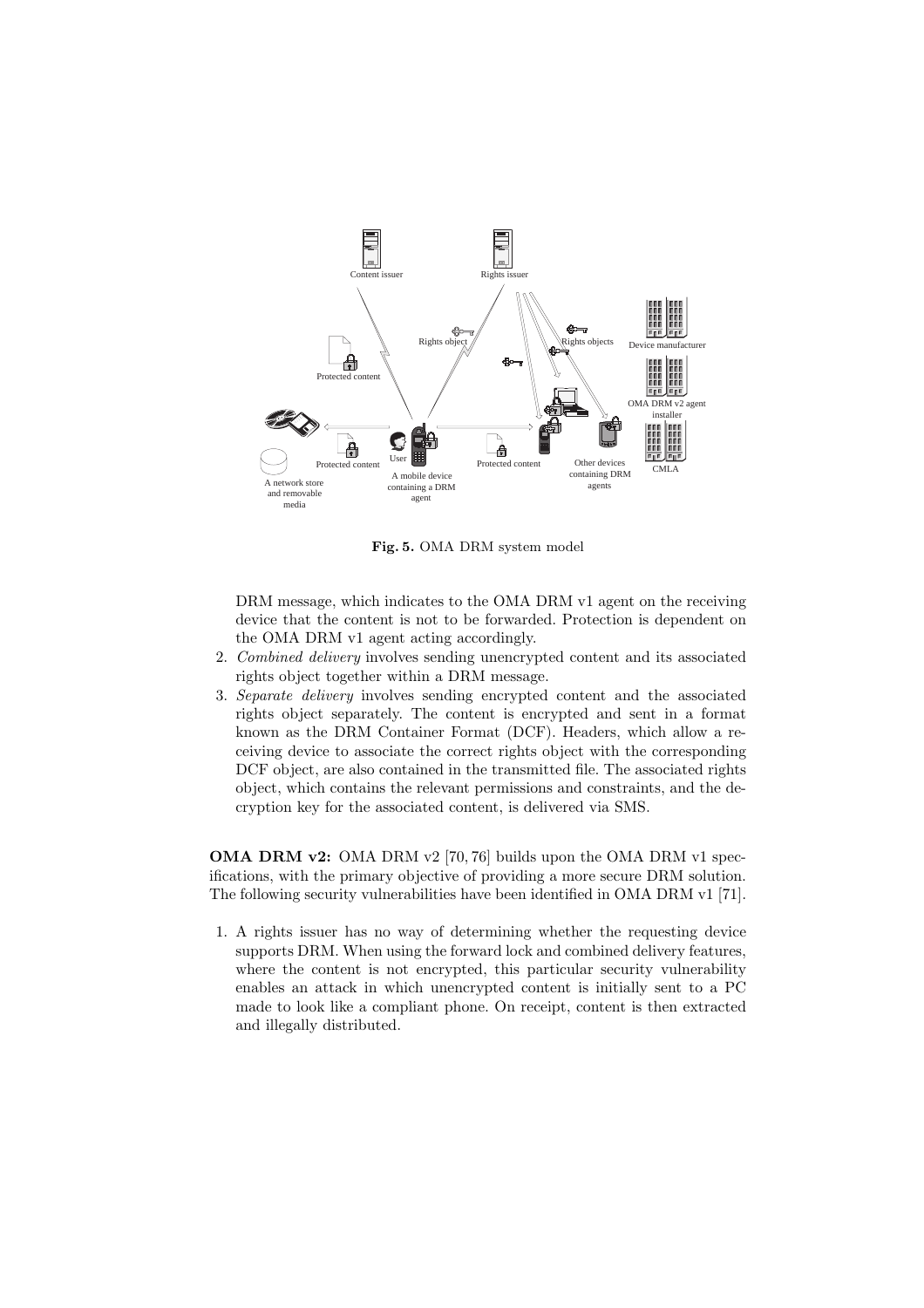**Fig. 5.** OMA DRM system model

DRM message, which indicates to the OMA DRM v1 agent on the receiving device that the content is not to be forwarded. Protection is dependent on the OMA DRM v1 agent acting accordingly.

2. *Combined delivery* involves sending unencrypted content and its associated rights object together within a DRM message.
3. *Separate delivery* involves sending encrypted content and the associated rights object separately. The content is encrypted and sent in a format known as the DRM Container Format (DCF). Headers, which allow a receiving device to associate the correct rights object with the corresponding DCF object, are also contained in the transmitted file. The associated rights object, which contains the relevant permissions and constraints, and the decryption key for the associated content, is delivered via SMS.

**OMA DRM v2:** OMA DRM v2 [70, 76] builds upon the OMA DRM v1 specifications, with the primary objective of providing a more secure DRM solution. The following security vulnerabilities have been identified in OMA DRM v1 [71].

1. A rights issuer has no way of determining whether the requesting device supports DRM. When using the forward lock and combined delivery features, where the content is not encrypted, this particular security vulnerability enables an attack in which unencrypted content is initially sent to a PC made to look like a compliant phone. On receipt, content is then extracted and illegally distributed.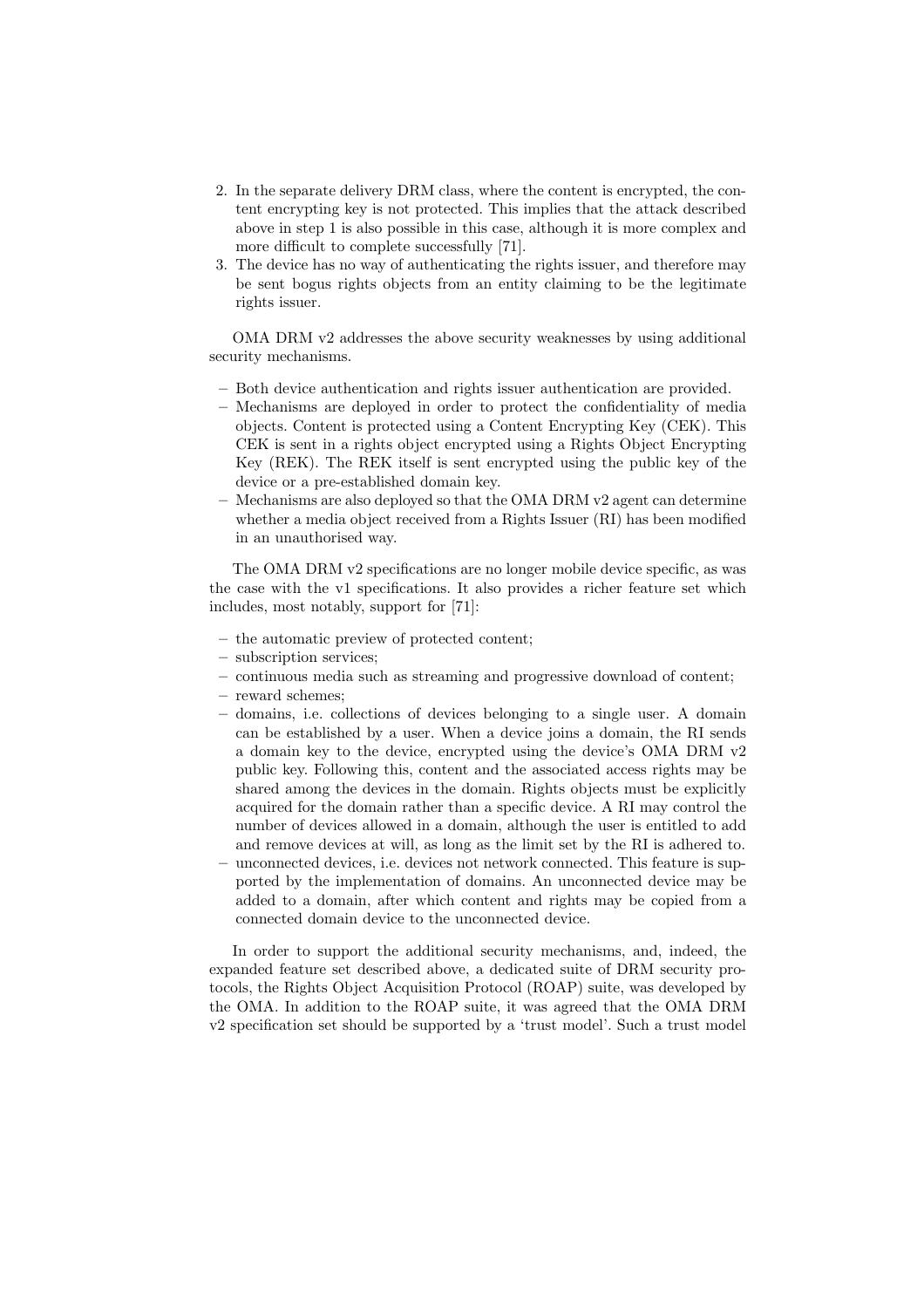2. In the separate delivery DRM class, where the content is encrypted, the content encrypting key is not protected. This implies that the attack described above in step 1 is also possible in this case, although it is more complex and more difficult to complete successfully [71].
3. The device has no way of authenticating the rights issuer, and therefore may be sent bogus rights objects from an entity claiming to be the legitimate rights issuer.

OMA DRM v2 addresses the above security weaknesses by using additional security mechanisms.

- Both device authentication and rights issuer authentication are provided.
- Mechanisms are deployed in order to protect the confidentiality of media objects. Content is protected using a Content Encrypting Key (CEK). This CEK is sent in a rights object encrypted using a Rights Object Encrypting Key (REK). The REK itself is sent encrypted using the public key of the device or a pre-established domain key.
- Mechanisms are also deployed so that the OMA DRM v2 agent can determine whether a media object received from a Rights Issuer (RI) has been modified in an unauthorised way.

The OMA DRM v2 specifications are no longer mobile device specific, as was the case with the v1 specifications. It also provides a richer feature set which includes, most notably, support for [71]:

- the automatic preview of protected content;
- subscription services;
- continuous media such as streaming and progressive download of content;
- reward schemes;
- domains, i.e. collections of devices belonging to a single user. A domain can be established by a user. When a device joins a domain, the RI sends a domain key to the device, encrypted using the device's OMA DRM v2 public key. Following this, content and the associated access rights may be shared among the devices in the domain. Rights objects must be explicitly acquired for the domain rather than a specific device. A RI may control the number of devices allowed in a domain, although the user is entitled to add and remove devices at will, as long as the limit set by the RI is adhered to.
- unconnected devices, i.e. devices not network connected. This feature is supported by the implementation of domains. An unconnected device may be added to a domain, after which content and rights may be copied from a connected domain device to the unconnected device.

In order to support the additional security mechanisms, and, indeed, the expanded feature set described above, a dedicated suite of DRM security protocols, the Rights Object Acquisition Protocol (ROAP) suite, was developed by the OMA. In addition to the ROAP suite, it was agreed that the OMA DRM v2 specification set should be supported by a 'trust model'. Such a trust model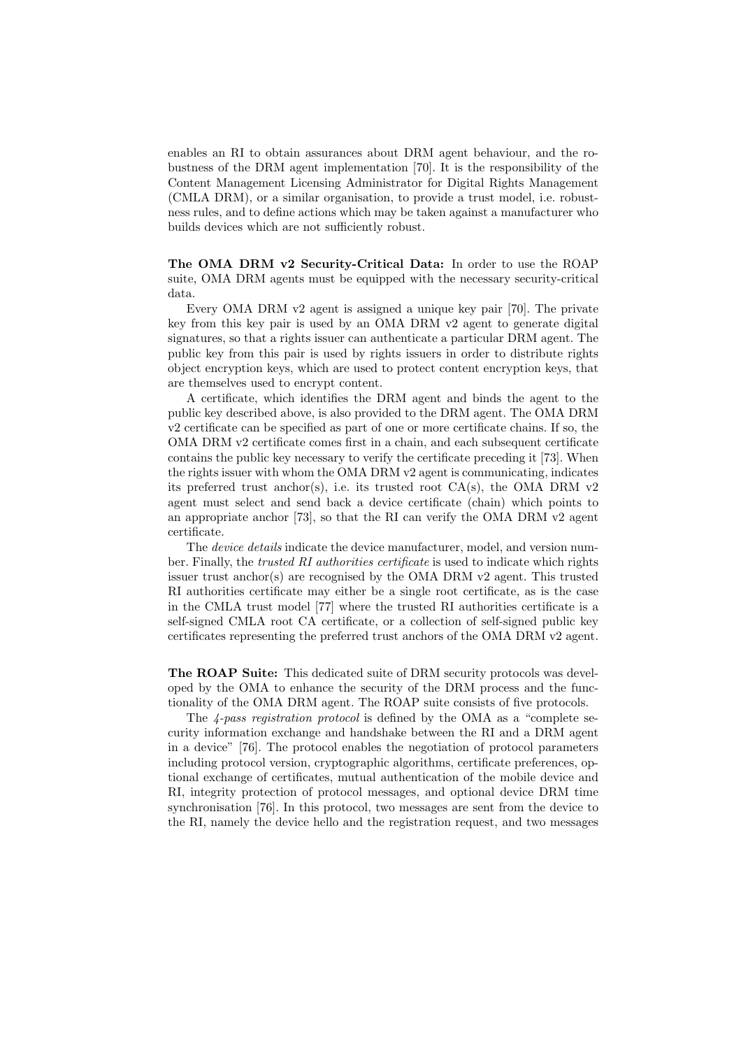enables an RI to obtain assurances about DRM agent behaviour, and the robustness of the DRM agent implementation [70]. It is the responsibility of the Content Management Licensing Administrator for Digital Rights Management (CMLA DRM), or a similar organisation, to provide a trust model, i.e. robustness rules, and to define actions which may be taken against a manufacturer who builds devices which are not sufficiently robust.

**The OMA DRM v2 Security-Critical Data:** In order to use the ROAP suite, OMA DRM agents must be equipped with the necessary security-critical data.

Every OMA DRM v2 agent is assigned a unique key pair [70]. The private key from this key pair is used by an OMA DRM v2 agent to generate digital signatures, so that a rights issuer can authenticate a particular DRM agent. The public key from this pair is used by rights issuers in order to distribute rights object encryption keys, which are used to protect content encryption keys, that are themselves used to encrypt content.

A certificate, which identifies the DRM agent and binds the agent to the public key described above, is also provided to the DRM agent. The OMA DRM v2 certificate can be specified as part of one or more certificate chains. If so, the OMA DRM v2 certificate comes first in a chain, and each subsequent certificate contains the public key necessary to verify the certificate preceding it [73]. When the rights issuer with whom the OMA DRM v2 agent is communicating, indicates its preferred trust anchor(s), i.e. its trusted root CA(s), the OMA DRM v2 agent must select and send back a device certificate (chain) which points to an appropriate anchor [73], so that the RI can verify the OMA DRM v2 agent certificate.

The *device details* indicate the device manufacturer, model, and version number. Finally, the *trusted RI authorities certificate* is used to indicate which rights issuer trust anchor(s) are recognised by the OMA DRM v2 agent. This trusted RI authorities certificate may either be a single root certificate, as is the case in the CMLA trust model [77] where the trusted RI authorities certificate is a self-signed CMLA root CA certificate, or a collection of self-signed public key certificates representing the preferred trust anchors of the OMA DRM v2 agent.

**The ROAP Suite:** This dedicated suite of DRM security protocols was developed by the OMA to enhance the security of the DRM process and the functionality of the OMA DRM agent. The ROAP suite consists of five protocols.

The *4-pass registration protocol* is defined by the OMA as a "complete security information exchange and handshake between the RI and a DRM agent in a device" [76]. The protocol enables the negotiation of protocol parameters including protocol version, cryptographic algorithms, certificate preferences, optional exchange of certificates, mutual authentication of the mobile device and RI, integrity protection of protocol messages, and optional device DRM time synchronisation [76]. In this protocol, two messages are sent from the device to the RI, namely the device hello and the registration request, and two messages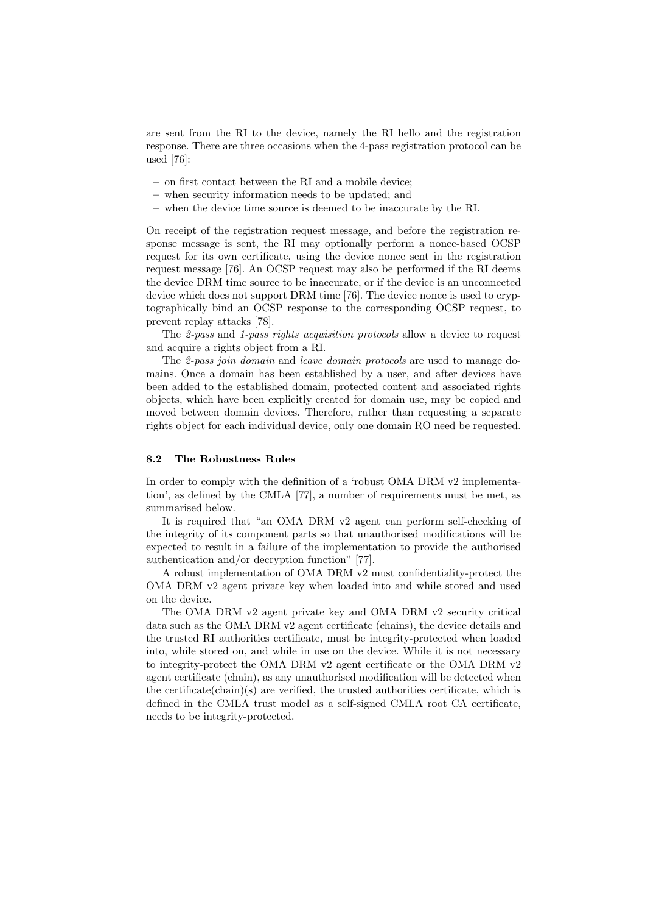are sent from the RI to the device, namely the RI hello and the registration response. There are three occasions when the 4-pass registration protocol can be used [76]:

- on first contact between the RI and a mobile device;
- when security information needs to be updated; and
- when the device time source is deemed to be inaccurate by the RI.

On receipt of the registration request message, and before the registration response message is sent, the RI may optionally perform a nonce-based OCSP request for its own certificate, using the device nonce sent in the registration request message [76]. An OCSP request may also be performed if the RI deems the device DRM time source to be inaccurate, or if the device is an unconnected device which does not support DRM time [76]. The device nonce is used to cryptographically bind an OCSP response to the corresponding OCSP request, to prevent replay attacks [78].

The *2-pass* and *1-pass rights acquisition protocols* allow a device to request and acquire a rights object from a RI.

The *2-pass join domain* and *leave domain protocols* are used to manage domains. Once a domain has been established by a user, and after devices have been added to the established domain, protected content and associated rights objects, which have been explicitly created for domain use, may be copied and moved between domain devices. Therefore, rather than requesting a separate rights object for each individual device, only one domain RO need be requested.

### 8.2 The Robustness Rules

In order to comply with the definition of a 'robust OMA DRM v2 implementation', as defined by the CMLA [77], a number of requirements must be met, as summarised below.

It is required that "an OMA DRM v2 agent can perform self-checking of the integrity of its component parts so that unauthorised modifications will be expected to result in a failure of the implementation to provide the authorised authentication and/or decryption function" [77].

A robust implementation of OMA DRM v2 must confidentiality-protect the OMA DRM v2 agent private key when loaded into and while stored and used on the device.

The OMA DRM v2 agent private key and OMA DRM v2 security critical data such as the OMA DRM v2 agent certificate (chains), the device details and the trusted RI authorities certificate, must be integrity-protected when loaded into, while stored on, and while in use on the device. While it is not necessary to integrity-protect the OMA DRM v2 agent certificate or the OMA DRM v2 agent certificate (chain), as any unauthorised modification will be detected when the certificate(chain)(s) are verified, the trusted authorities certificate, which is defined in the CMLA trust model as a self-signed CMLA root CA certificate, needs to be integrity-protected.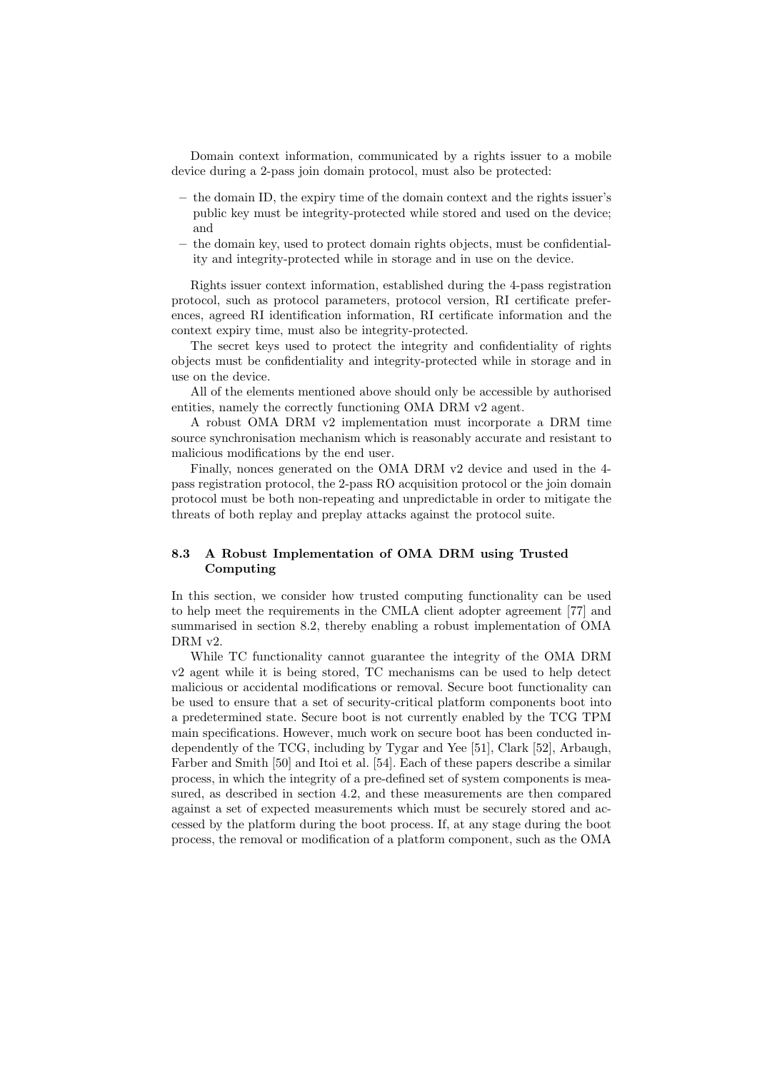Domain context information, communicated by a rights issuer to a mobile device during a 2-pass join domain protocol, must also be protected:

- the domain ID, the expiry time of the domain context and the rights issuer's public key must be integrity-protected while stored and used on the device; and
- the domain key, used to protect domain rights objects, must be confidentiality and integrity-protected while in storage and in use on the device.

Rights issuer context information, established during the 4-pass registration protocol, such as protocol parameters, protocol version, RI certificate preferences, agreed RI identification information, RI certificate information and the context expiry time, must also be integrity-protected.

The secret keys used to protect the integrity and confidentiality of rights objects must be confidentiality and integrity-protected while in storage and in use on the device.

All of the elements mentioned above should only be accessible by authorised entities, namely the correctly functioning OMA DRM v2 agent.

A robust OMA DRM v2 implementation must incorporate a DRM time source synchronisation mechanism which is reasonably accurate and resistant to malicious modifications by the end user.

Finally, nonces generated on the OMA DRM v2 device and used in the 4-pass registration protocol, the 2-pass RO acquisition protocol or the join domain protocol must be both non-repeating and unpredictable in order to mitigate the threats of both replay and preplay attacks against the protocol suite.

### 8.3 A Robust Implementation of OMA DRM using Trusted Computing

In this section, we consider how trusted computing functionality can be used to help meet the requirements in the CMLA client adopter agreement [77] and summarised in section 8.2, thereby enabling a robust implementation of OMA DRM v2.

While TC functionality cannot guarantee the integrity of the OMA DRM v2 agent while it is being stored, TC mechanisms can be used to help detect malicious or accidental modifications or removal. Secure boot functionality can be used to ensure that a set of security-critical platform components boot into a predetermined state. Secure boot is not currently enabled by the TCG TPM main specifications. However, much work on secure boot has been conducted independently of the TCG, including by Tygar and Yee [51], Clark [52], Arbaugh, Farber and Smith [50] and Itoi et al. [54]. Each of these papers describe a similar process, in which the integrity of a pre-defined set of system components is measured, as described in section 4.2, and these measurements are then compared against a set of expected measurements which must be securely stored and accessed by the platform during the boot process. If, at any stage during the boot process, the removal or modification of a platform component, such as the OMA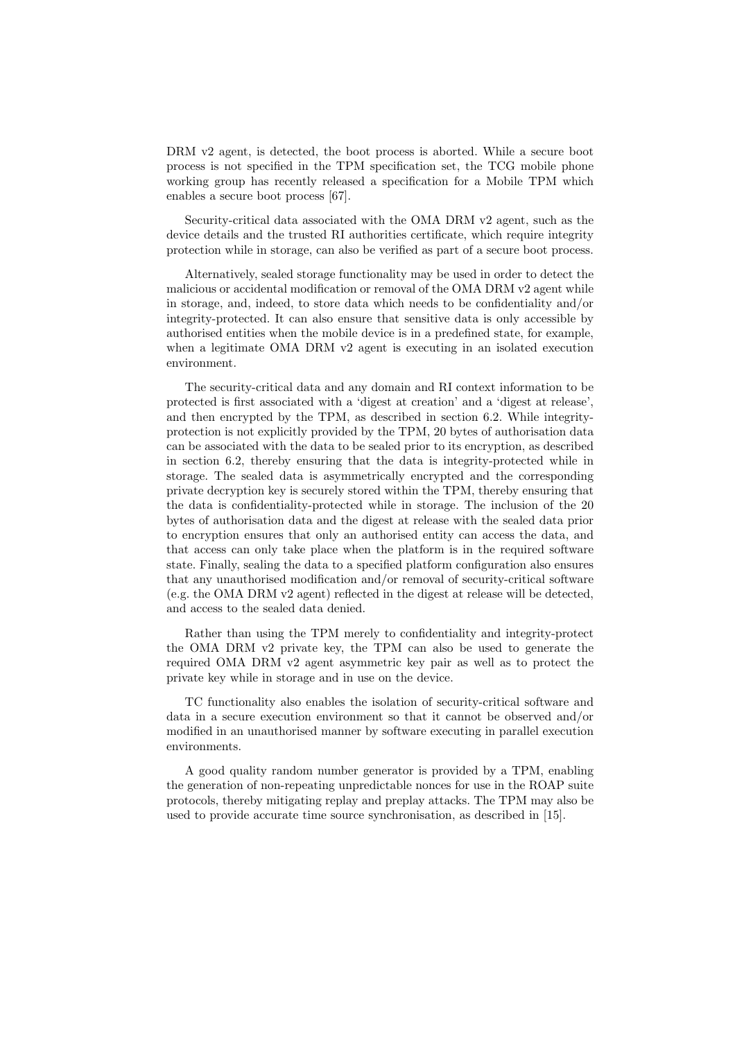DRM v2 agent, is detected, the boot process is aborted. While a secure boot process is not specified in the TPM specification set, the TCG mobile phone working group has recently released a specification for a Mobile TPM which enables a secure boot process [67].

Security-critical data associated with the OMA DRM v2 agent, such as the device details and the trusted RI authorities certificate, which require integrity protection while in storage, can also be verified as part of a secure boot process.

Alternatively, sealed storage functionality may be used in order to detect the malicious or accidental modification or removal of the OMA DRM v2 agent while in storage, and, indeed, to store data which needs to be confidentiality and/or integrity-protected. It can also ensure that sensitive data is only accessible by authorised entities when the mobile device is in a predefined state, for example, when a legitimate OMA DRM v2 agent is executing in an isolated execution environment.

The security-critical data and any domain and RI context information to be protected is first associated with a 'digest at creation' and a 'digest at release', and then encrypted by the TPM, as described in section 6.2. While integrity-protection is not explicitly provided by the TPM, 20 bytes of authorisation data can be associated with the data to be sealed prior to its encryption, as described in section 6.2, thereby ensuring that the data is integrity-protected while in storage. The sealed data is asymmetrically encrypted and the corresponding private decryption key is securely stored within the TPM, thereby ensuring that the data is confidentiality-protected while in storage. The inclusion of the 20 bytes of authorisation data and the digest at release with the sealed data prior to encryption ensures that only an authorised entity can access the data, and that access can only take place when the platform is in the required software state. Finally, sealing the data to a specified platform configuration also ensures that any unauthorised modification and/or removal of security-critical software (e.g. the OMA DRM v2 agent) reflected in the digest at release will be detected, and access to the sealed data denied.

Rather than using the TPM merely to confidentiality and integrity-protect the OMA DRM v2 private key, the TPM can also be used to generate the required OMA DRM v2 agent asymmetric key pair as well as to protect the private key while in storage and in use on the device.

TC functionality also enables the isolation of security-critical software and data in a secure execution environment so that it cannot be observed and/or modified in an unauthorised manner by software executing in parallel execution environments.

A good quality random number generator is provided by a TPM, enabling the generation of non-repeating unpredictable nonces for use in the ROAP suite protocols, thereby mitigating replay and preplay attacks. The TPM may also be used to provide accurate time source synchronisation, as described in [15].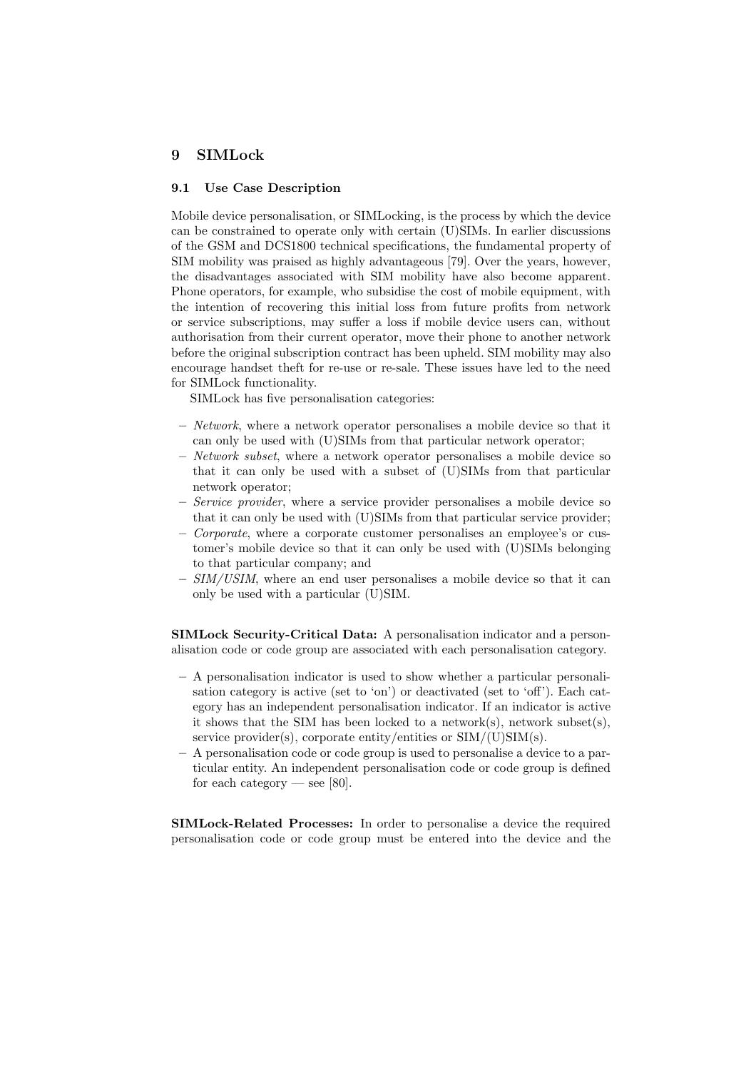## 9 SIMLock

### 9.1 Use Case Description

Mobile device personalisation, or SIMLocking, is the process by which the device can be constrained to operate only with certain (U)SIMs. In earlier discussions of the GSM and DCS1800 technical specifications, the fundamental property of SIM mobility was praised as highly advantageous [79]. Over the years, however, the disadvantages associated with SIM mobility have also become apparent. Phone operators, for example, who subsidise the cost of mobile equipment, with the intention of recovering this initial loss from future profits from network or service subscriptions, may suffer a loss if mobile device users can, without authorisation from their current operator, move their phone to another network before the original subscription contract has been upheld. SIM mobility may also encourage handset theft for re-use or re-sale. These issues have led to the need for SIMLock functionality.

SIMLock has five personalisation categories:

- *Network*, where a network operator personalises a mobile device so that it can only be used with (U)SIMs from that particular network operator;
- *Network subset*, where a network operator personalises a mobile device so that it can only be used with a subset of (U)SIMs from that particular network operator;
- *Service provider*, where a service provider personalises a mobile device so that it can only be used with (U)SIMs from that particular service provider;
- *Corporate*, where a corporate customer personalises an employee's or customer's mobile device so that it can only be used with (U)SIMs belonging to that particular company; and
- *SIM/USIM*, where an end user personalises a mobile device so that it can only be used with a particular (U)SIM.

**SIMLock Security-Critical Data:** A personalisation indicator and a personalisation code or code group are associated with each personalisation category.

- A personalisation indicator is used to show whether a particular personalisation category is active (set to 'on') or deactivated (set to 'off'). Each category has an independent personalisation indicator. If an indicator is active it shows that the SIM has been locked to a network(s), network subset(s), service provider(s), corporate entity/entities or SIM/(U)SIM(s).
- A personalisation code or code group is used to personalise a device to a particular entity. An independent personalisation code or code group is defined for each category — see [80].

**SIMLock-Related Processes:** In order to personalise a device the required personalisation code or code group must be entered into the device and the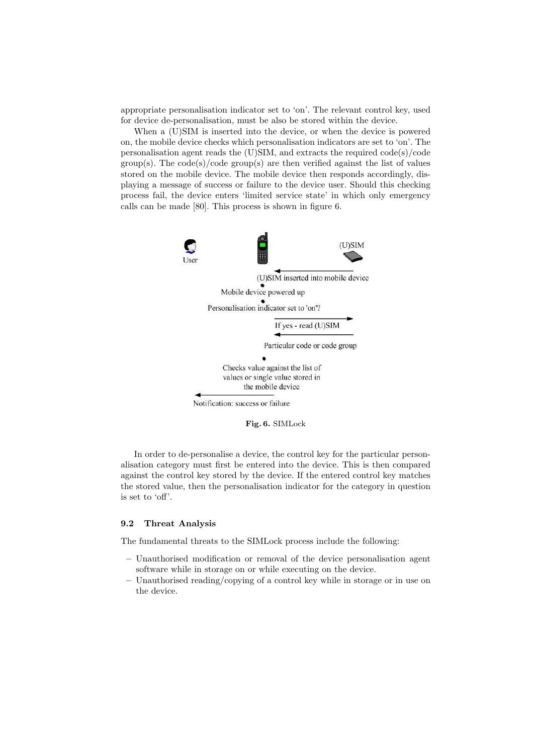appropriate personalisation indicator set to 'on'. The relevant control key, used for device de-personalisation, must be also be stored within the device.

When a (U)SIM is inserted into the device, or when the device is powered on, the mobile device checks which personalisation indicators are set to 'on'. The personalisation agent reads the (U)SIM, and extracts the required code(s)/code group(s). The code(s)/code group(s) are then verified against the list of values stored on the mobile device. The mobile device then responds accordingly, displaying a message of success or failure to the device user. Should this checking process fail, the device enters 'limited service state' in which only emergency calls can be made [80]. This process is shown in figure 6.

**Fig. 6.** SIMLock

In order to de-personalise a device, the control key for the particular personalisation category must first be entered into the device. This is then compared against the control key stored by the device. If the entered control key matches the stored value, then the personalisation indicator for the category in question is set to 'off'.

### 9.2 Threat Analysis

The fundamental threats to the SIMLock process include the following:

- Unauthorised modification or removal of the device personalisation agent software while in storage on or while executing on the device.
- Unauthorised reading/copying of a control key while in storage or in use on the device.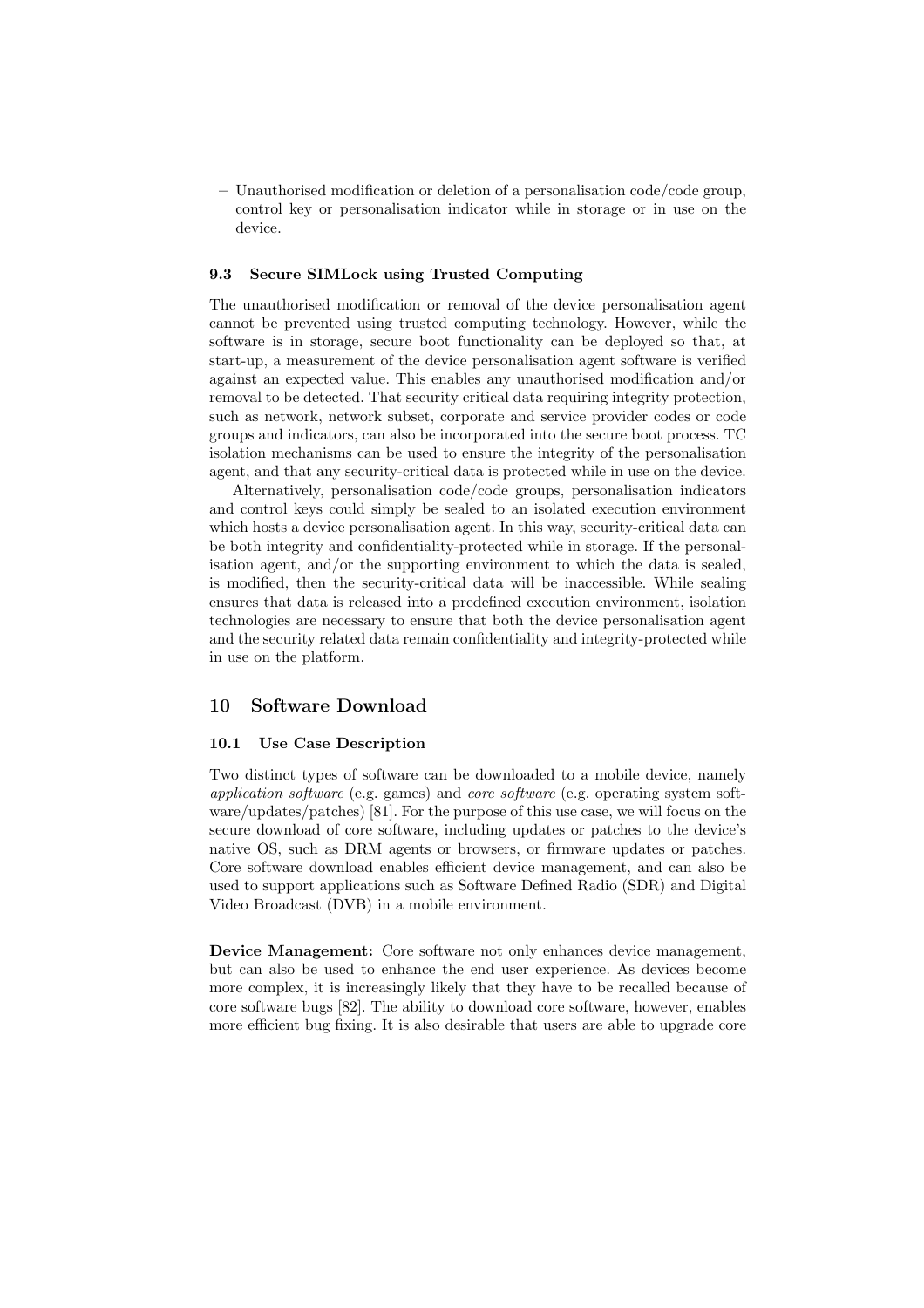– Unauthorised modification or deletion of a personalisation code/code group, control key or personalisation indicator while in storage or in use on the device.

### 9.3 Secure SIMLock using Trusted Computing

The unauthorised modification or removal of the device personalisation agent cannot be prevented using trusted computing technology. However, while the software is in storage, secure boot functionality can be deployed so that, at start-up, a measurement of the device personalisation agent software is verified against an expected value. This enables any unauthorised modification and/or removal to be detected. That security critical data requiring integrity protection, such as network, network subset, corporate and service provider codes or code groups and indicators, can also be incorporated into the secure boot process. TC isolation mechanisms can be used to ensure the integrity of the personalisation agent, and that any security-critical data is protected while in use on the device.

Alternatively, personalisation code/code groups, personalisation indicators and control keys could simply be sealed to an isolated execution environment which hosts a device personalisation agent. In this way, security-critical data can be both integrity and confidentiality-protected while in storage. If the personalisation agent, and/or the supporting environment to which the data is sealed, is modified, then the security-critical data will be inaccessible. While sealing ensures that data is released into a predefined execution environment, isolation technologies are necessary to ensure that both the device personalisation agent and the security related data remain confidentiality and integrity-protected while in use on the platform.

## 10 Software Download

### 10.1 Use Case Description

Two distinct types of software can be downloaded to a mobile device, namely *application software* (e.g. games) and *core software* (e.g. operating system software/updates/patches) [81]. For the purpose of this use case, we will focus on the secure download of core software, including updates or patches to the device's native OS, such as DRM agents or browsers, or firmware updates or patches. Core software download enables efficient device management, and can also be used to support applications such as Software Defined Radio (SDR) and Digital Video Broadcast (DVB) in a mobile environment.

**Device Management:** Core software not only enhances device management, but can also be used to enhance the end user experience. As devices become more complex, it is increasingly likely that they have to be recalled because of core software bugs [82]. The ability to download core software, however, enables more efficient bug fixing. It is also desirable that users are able to upgrade core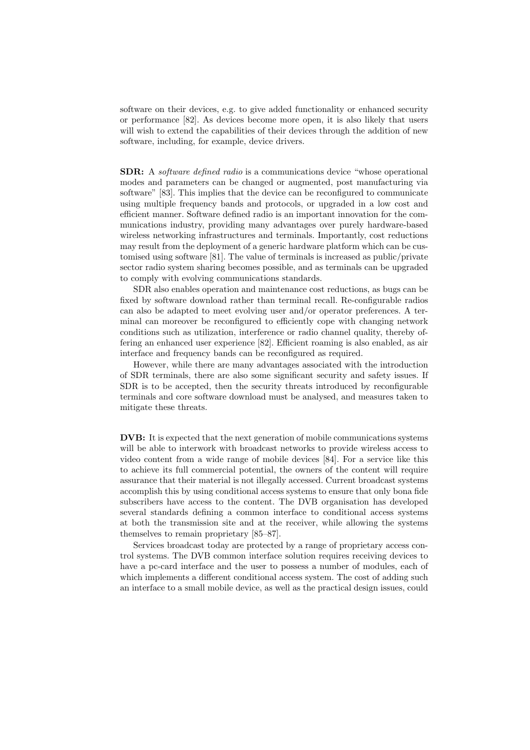software on their devices, e.g. to give added functionality or enhanced security or performance [82]. As devices become more open, it is also likely that users will wish to extend the capabilities of their devices through the addition of new software, including, for example, device drivers.

**SDR:** A *software defined radio* is a communications device "whose operational modes and parameters can be changed or augmented, post manufacturing via software" [83]. This implies that the device can be reconfigured to communicate using multiple frequency bands and protocols, or upgraded in a low cost and efficient manner. Software defined radio is an important innovation for the communications industry, providing many advantages over purely hardware-based wireless networking infrastructures and terminals. Importantly, cost reductions may result from the deployment of a generic hardware platform which can be customised using software [81]. The value of terminals is increased as public/private sector radio system sharing becomes possible, and as terminals can be upgraded to comply with evolving communications standards.

SDR also enables operation and maintenance cost reductions, as bugs can be fixed by software download rather than terminal recall. Re-configurable radios can also be adapted to meet evolving user and/or operator preferences. A terminal can moreover be reconfigured to efficiently cope with changing network conditions such as utilization, interference or radio channel quality, thereby offering an enhanced user experience [82]. Efficient roaming is also enabled, as air interface and frequency bands can be reconfigured as required.

However, while there are many advantages associated with the introduction of SDR terminals, there are also some significant security and safety issues. If SDR is to be accepted, then the security threats introduced by reconfigurable terminals and core software download must be analysed, and measures taken to mitigate these threats.

**DVB:** It is expected that the next generation of mobile communications systems will be able to interwork with broadcast networks to provide wireless access to video content from a wide range of mobile devices [84]. For a service like this to achieve its full commercial potential, the owners of the content will require assurance that their material is not illegally accessed. Current broadcast systems accomplish this by using conditional access systems to ensure that only bona fide subscribers have access to the content. The DVB organisation has developed several standards defining a common interface to conditional access systems at both the transmission site and at the receiver, while allowing the systems themselves to remain proprietary [85–87].

Services broadcast today are protected by a range of proprietary access control systems. The DVB common interface solution requires receiving devices to have a pc-card interface and the user to possess a number of modules, each of which implements a different conditional access system. The cost of adding such an interface to a small mobile device, as well as the practical design issues, could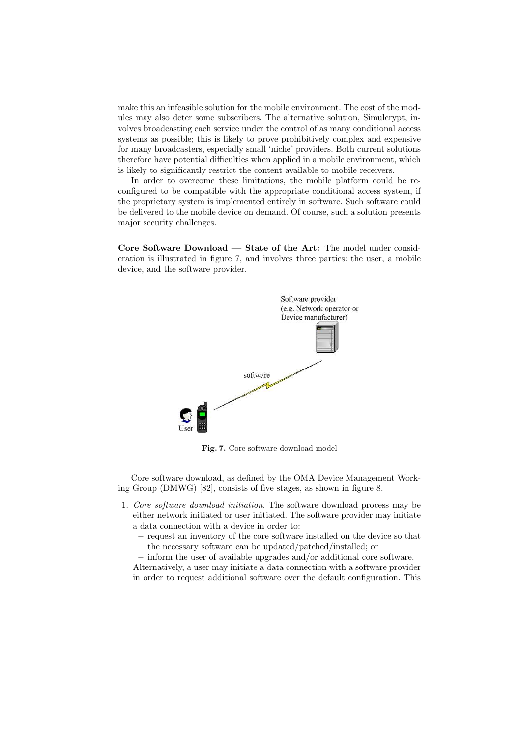make this an infeasible solution for the mobile environment. The cost of the modules may also deter some subscribers. The alternative solution, Simulcrypt, involves broadcasting each service under the control of as many conditional access systems as possible; this is likely to prove prohibitively complex and expensive for many broadcasters, especially small 'niche' providers. Both current solutions therefore have potential difficulties when applied in a mobile environment, which is likely to significantly restrict the content available to mobile receivers.

In order to overcome these limitations, the mobile platform could be reconfigured to be compatible with the appropriate conditional access system, if the proprietary system is implemented entirely in software. Such software could be delivered to the mobile device on demand. Of course, such a solution presents major security challenges.

**Core Software Download — State of the Art:** The model under consideration is illustrated in figure 7, and involves three parties: the user, a mobile device, and the software provider.

**Fig. 7.** Core software download model

Core software download, as defined by the OMA Device Management Working Group (DMWG) [82], consists of five stages, as shown in figure 8.

1. *Core software download initiation*. The software download process may be either network initiated or user initiated. The software provider may initiate a data connection with a device in order to:
   - request an inventory of the core software installed on the device so that the necessary software can be updated/patched/installed; or
   - inform the user of available upgrades and/or additional core software.

   Alternatively, a user may initiate a data connection with a software provider in order to request additional software over the default configuration. This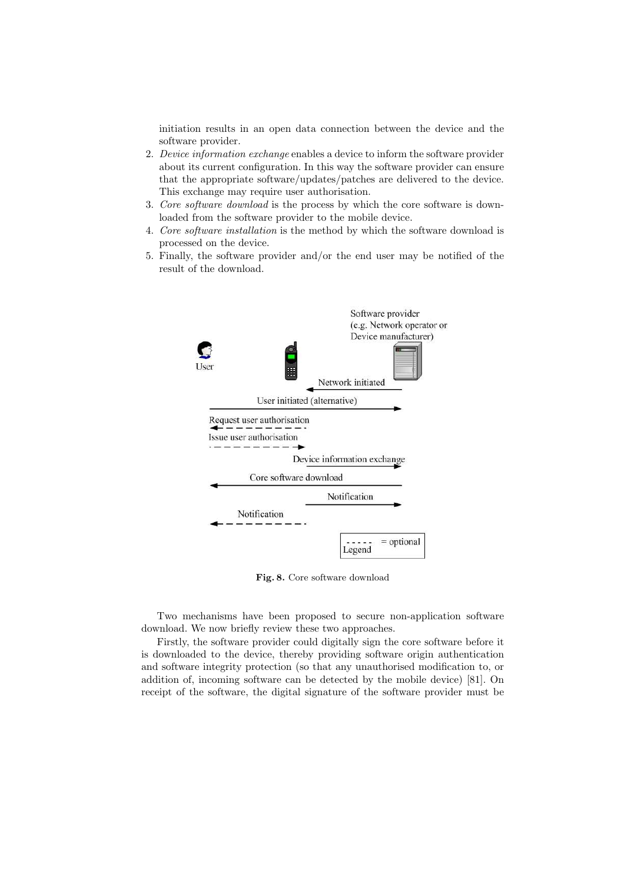initiation results in an open data connection between the device and the software provider.

2. *Device information exchange* enables a device to inform the software provider about its current configuration. In this way the software provider can ensure that the appropriate software/updates/patches are delivered to the device. This exchange may require user authorisation.
3. *Core software download* is the process by which the core software is downloaded from the software provider to the mobile device.
4. *Core software installation* is the method by which the software download is processed on the device.
5. Finally, the software provider and/or the end user may be notified of the result of the download.

**Fig. 8.** Core software download

Two mechanisms have been proposed to secure non-application software download. We now briefly review these two approaches.

Firstly, the software provider could digitally sign the core software before it is downloaded to the device, thereby providing software origin authentication and software integrity protection (so that any unauthorised modification to, or addition of, incoming software can be detected by the mobile device) [81]. On receipt of the software, the digital signature of the software provider must be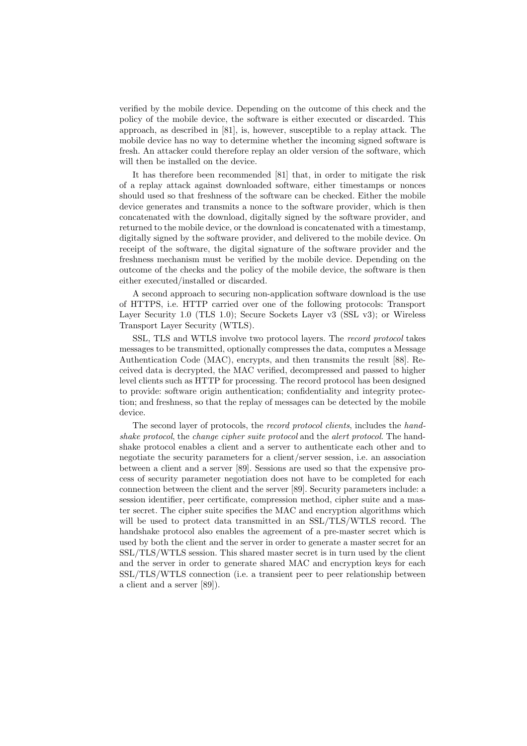verified by the mobile device. Depending on the outcome of this check and the policy of the mobile device, the software is either executed or discarded. This approach, as described in [81], is, however, susceptible to a replay attack. The mobile device has no way to determine whether the incoming signed software is fresh. An attacker could therefore replay an older version of the software, which will then be installed on the device.

It has therefore been recommended [81] that, in order to mitigate the risk of a replay attack against downloaded software, either timestamps or nonces should used so that freshness of the software can be checked. Either the mobile device generates and transmits a nonce to the software provider, which is then concatenated with the download, digitally signed by the software provider, and returned to the mobile device, or the download is concatenated with a timestamp, digitally signed by the software provider, and delivered to the mobile device. On receipt of the software, the digital signature of the software provider and the freshness mechanism must be verified by the mobile device. Depending on the outcome of the checks and the policy of the mobile device, the software is then either executed/installed or discarded.

A second approach to securing non-application software download is the use of HTTPS, i.e. HTTP carried over one of the following protocols: Transport Layer Security 1.0 (TLS 1.0); Secure Sockets Layer v3 (SSL v3); or Wireless Transport Layer Security (WTLS).

SSL, TLS and WTLS involve two protocol layers. The *record protocol* takes messages to be transmitted, optionally compresses the data, computes a Message Authentication Code (MAC), encrypts, and then transmits the result [88]. Received data is decrypted, the MAC verified, decompressed and passed to higher level clients such as HTTP for processing. The record protocol has been designed to provide: software origin authentication; confidentiality and integrity protection; and freshness, so that the replay of messages can be detected by the mobile device.

The second layer of protocols, the *record protocol clients*, includes the *handshake protocol*, the *change cipher suite protocol* and the *alert protocol*. The handshake protocol enables a client and a server to authenticate each other and to negotiate the security parameters for a client/server session, i.e. an association between a client and a server [89]. Sessions are used so that the expensive process of security parameter negotiation does not have to be completed for each connection between the client and the server [89]. Security parameters include: a session identifier, peer certificate, compression method, cipher suite and a master secret. The cipher suite specifies the MAC and encryption algorithms which will be used to protect data transmitted in an SSL/TLS/WTLS record. The handshake protocol also enables the agreement of a pre-master secret which is used by both the client and the server in order to generate a master secret for an SSL/TLS/WTLS session. This shared master secret is in turn used by the client and the server in order to generate shared MAC and encryption keys for each SSL/TLS/WTLS connection (i.e. a transient peer to peer relationship between a client and a server [89]).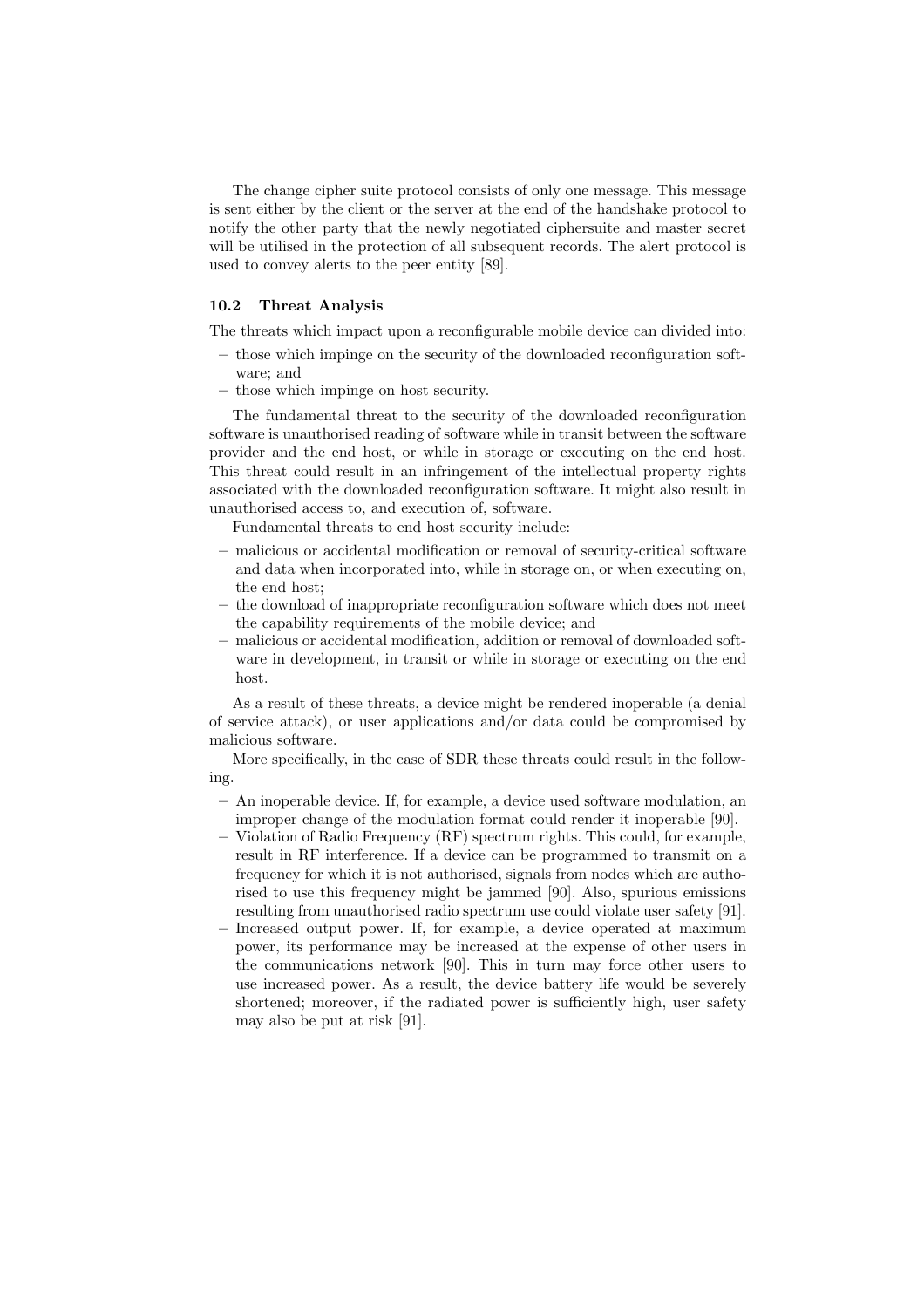The change cipher suite protocol consists of only one message. This message is sent either by the client or the server at the end of the handshake protocol to notify the other party that the newly negotiated ciphersuite and master secret will be utilised in the protection of all subsequent records. The alert protocol is used to convey alerts to the peer entity [89].

### 10.2 Threat Analysis

The threats which impact upon a reconfigurable mobile device can divided into:

- those which impinge on the security of the downloaded reconfiguration software; and
- those which impinge on host security.

The fundamental threat to the security of the downloaded reconfiguration software is unauthorised reading of software while in transit between the software provider and the end host, or while in storage or executing on the end host. This threat could result in an infringement of the intellectual property rights associated with the downloaded reconfiguration software. It might also result in unauthorised access to, and execution of, software.

Fundamental threats to end host security include:

- malicious or accidental modification or removal of security-critical software and data when incorporated into, while in storage on, or when executing on, the end host;
- the download of inappropriate reconfiguration software which does not meet the capability requirements of the mobile device; and
- malicious or accidental modification, addition or removal of downloaded software in development, in transit or while in storage or executing on the end host.

As a result of these threats, a device might be rendered inoperable (a denial of service attack), or user applications and/or data could be compromised by malicious software.

More specifically, in the case of SDR these threats could result in the following.

- An inoperable device. If, for example, a device used software modulation, an improper change of the modulation format could render it inoperable [90].
- Violation of Radio Frequency (RF) spectrum rights. This could, for example, result in RF interference. If a device can be programmed to transmit on a frequency for which it is not authorised, signals from nodes which are authorised to use this frequency might be jammed [90]. Also, spurious emissions resulting from unauthorised radio spectrum use could violate user safety [91].
- Increased output power. If, for example, a device operated at maximum power, its performance may be increased at the expense of other users in the communications network [90]. This in turn may force other users to use increased power. As a result, the device battery life would be severely shortened; moreover, if the radiated power is sufficiently high, user safety may also be put at risk [91].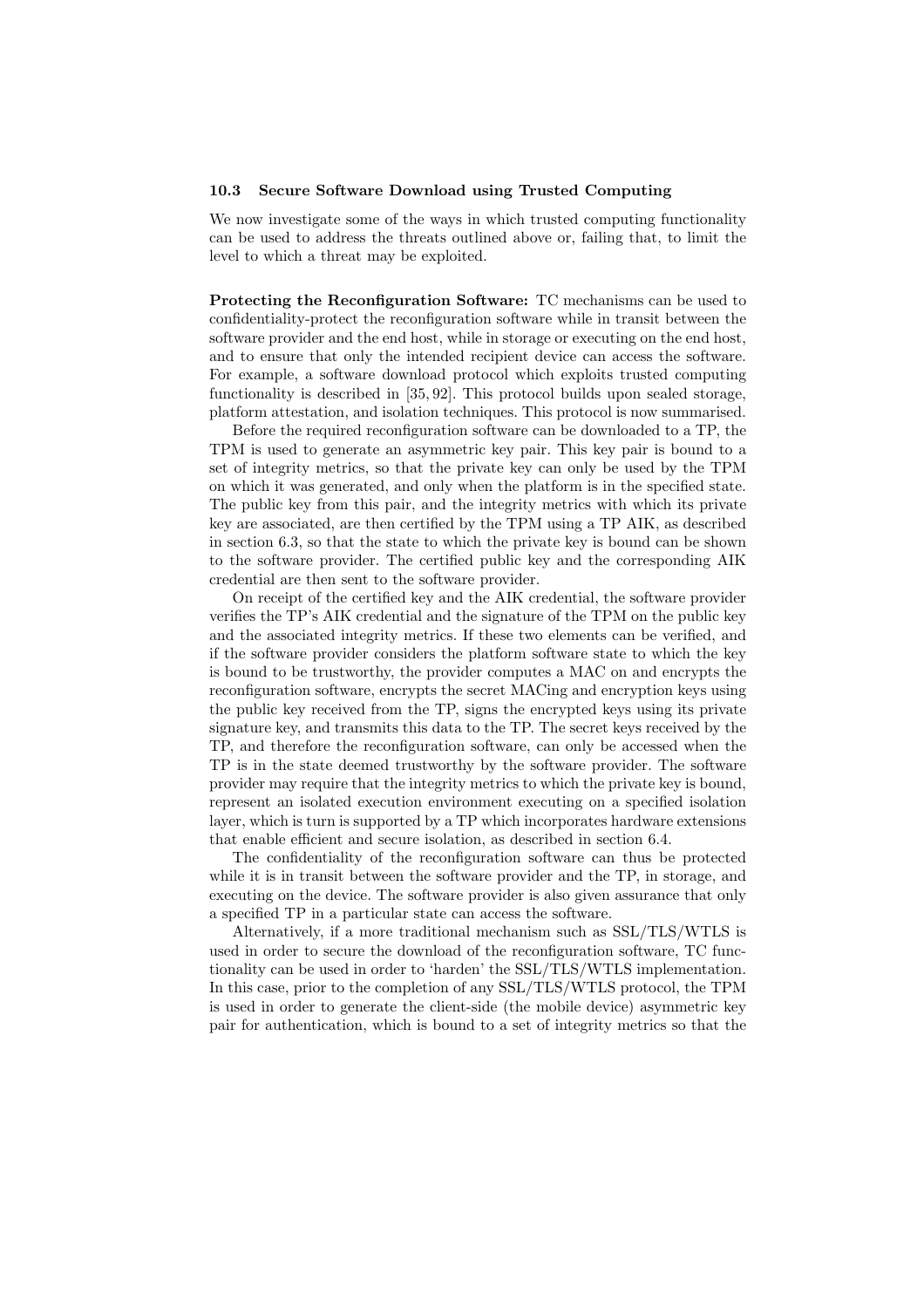### 10.3 Secure Software Download using Trusted Computing

We now investigate some of the ways in which trusted computing functionality can be used to address the threats outlined above or, failing that, to limit the level to which a threat may be exploited.

**Protecting the Reconfiguration Software:** TC mechanisms can be used to confidentiality-protect the reconfiguration software while in transit between the software provider and the end host, while in storage or executing on the end host, and to ensure that only the intended recipient device can access the software. For example, a software download protocol which exploits trusted computing functionality is described in [35, 92]. This protocol builds upon sealed storage, platform attestation, and isolation techniques. This protocol is now summarised.

Before the required reconfiguration software can be downloaded to a TP, the TPM is used to generate an asymmetric key pair. This key pair is bound to a set of integrity metrics, so that the private key can only be used by the TPM on which it was generated, and only when the platform is in the specified state. The public key from this pair, and the integrity metrics with which its private key are associated, are then certified by the TPM using a TP AIK, as described in section 6.3, so that the state to which the private key is bound can be shown to the software provider. The certified public key and the corresponding AIK credential are then sent to the software provider.

On receipt of the certified key and the AIK credential, the software provider verifies the TP's AIK credential and the signature of the TPM on the public key and the associated integrity metrics. If these two elements can be verified, and if the software provider considers the platform software state to which the key is bound to be trustworthy, the provider computes a MAC on and encrypts the reconfiguration software, encrypts the secret MACing and encryption keys using the public key received from the TP, signs the encrypted keys using its private signature key, and transmits this data to the TP. The secret keys received by the TP, and therefore the reconfiguration software, can only be accessed when the TP is in the state deemed trustworthy by the software provider. The software provider may require that the integrity metrics to which the private key is bound, represent an isolated execution environment executing on a specified isolation layer, which is turn is supported by a TP which incorporates hardware extensions that enable efficient and secure isolation, as described in section 6.4.

The confidentiality of the reconfiguration software can thus be protected while it is in transit between the software provider and the TP, in storage, and executing on the device. The software provider is also given assurance that only a specified TP in a particular state can access the software.

Alternatively, if a more traditional mechanism such as SSL/TLS/WTLS is used in order to secure the download of the reconfiguration software, TC functionality can be used in order to 'harden' the SSL/TLS/WTLS implementation. In this case, prior to the completion of any SSL/TLS/WTLS protocol, the TPM is used in order to generate the client-side (the mobile device) asymmetric key pair for authentication, which is bound to a set of integrity metrics so that the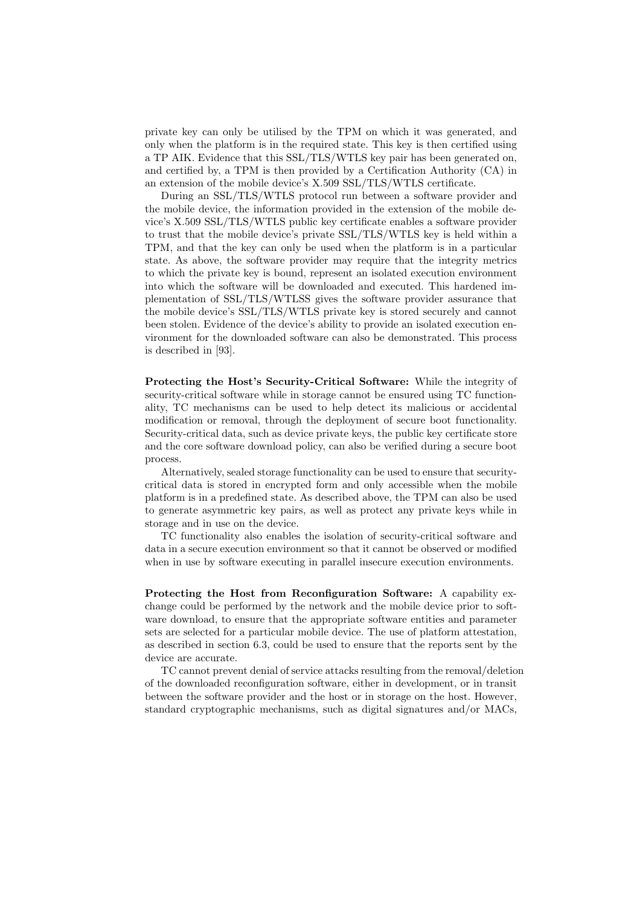private key can only be utilised by the TPM on which it was generated, and only when the platform is in the required state. This key is then certified using a TP AIK. Evidence that this SSL/TLS/WTLS key pair has been generated on, and certified by, a TPM is then provided by a Certification Authority (CA) in an extension of the mobile device's X.509 SSL/TLS/WTLS certificate.

During an SSL/TLS/WTLS protocol run between a software provider and the mobile device, the information provided in the extension of the mobile device's X.509 SSL/TLS/WTLS public key certificate enables a software provider to trust that the mobile device's private SSL/TLS/WTLS key is held within a TPM, and that the key can only be used when the platform is in a particular state. As above, the software provider may require that the integrity metrics to which the private key is bound, represent an isolated execution environment into which the software will be downloaded and executed. This hardened implementation of SSL/TLS/WTLSS gives the software provider assurance that the mobile device's SSL/TLS/WTLS private key is stored securely and cannot been stolen. Evidence of the device's ability to provide an isolated execution environment for the downloaded software can also be demonstrated. This process is described in [93].

**Protecting the Host's Security-Critical Software:** While the integrity of security-critical software while in storage cannot be ensured using TC functionality, TC mechanisms can be used to help detect its malicious or accidental modification or removal, through the deployment of secure boot functionality. Security-critical data, such as device private keys, the public key certificate store and the core software download policy, can also be verified during a secure boot process.

Alternatively, sealed storage functionality can be used to ensure that security-critical data is stored in encrypted form and only accessible when the mobile platform is in a predefined state. As described above, the TPM can also be used to generate asymmetric key pairs, as well as protect any private keys while in storage and in use on the device.

TC functionality also enables the isolation of security-critical software and data in a secure execution environment so that it cannot be observed or modified when in use by software executing in parallel insecure execution environments.

**Protecting the Host from Reconfiguration Software:** A capability exchange could be performed by the network and the mobile device prior to software download, to ensure that the appropriate software entities and parameter sets are selected for a particular mobile device. The use of platform attestation, as described in section 6.3, could be used to ensure that the reports sent by the device are accurate.

TC cannot prevent denial of service attacks resulting from the removal/deletion of the downloaded reconfiguration software, either in development, or in transit between the software provider and the host or in storage on the host. However, standard cryptographic mechanisms, such as digital signatures and/or MACs,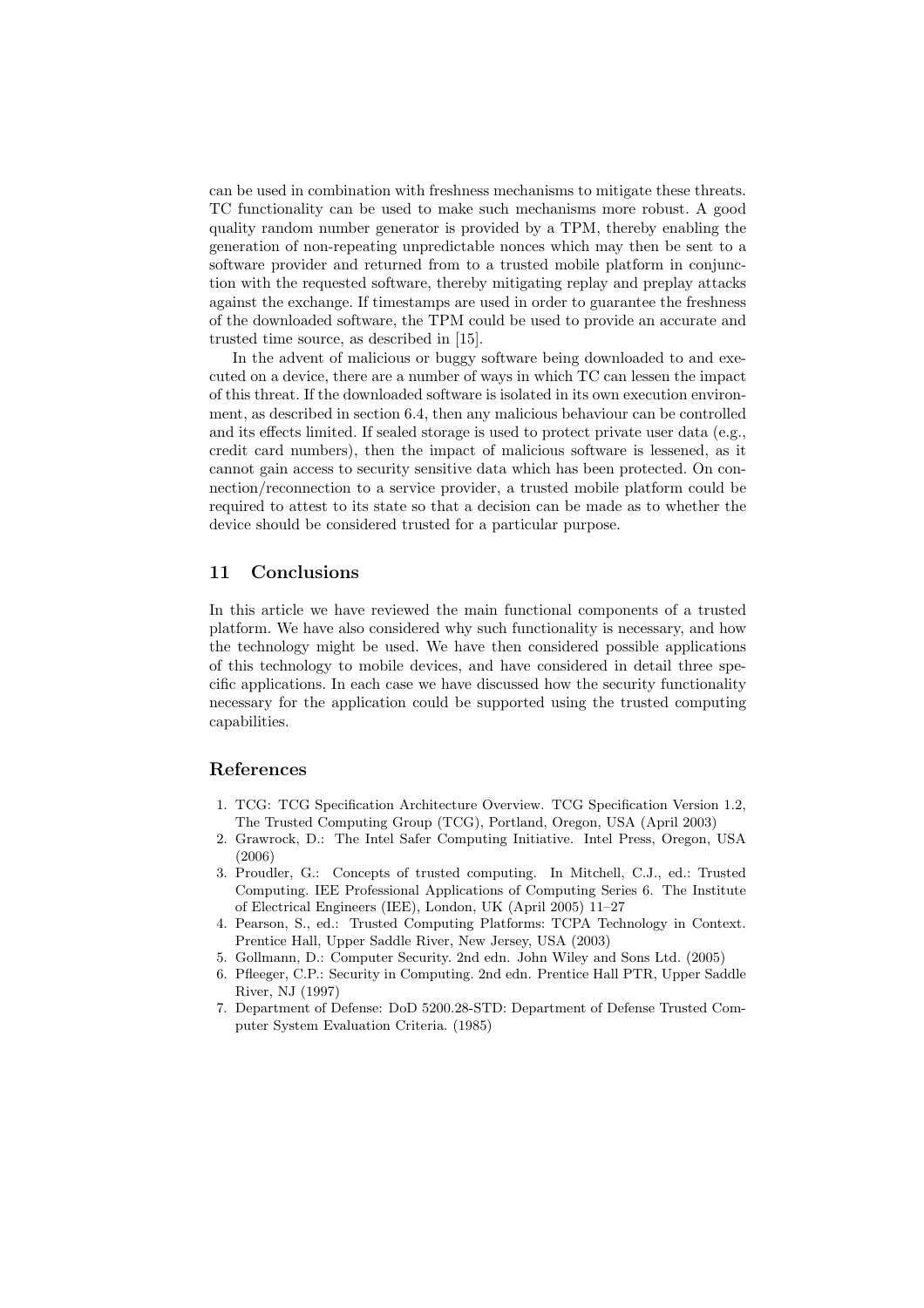can be used in combination with freshness mechanisms to mitigate these threats. TC functionality can be used to make such mechanisms more robust. A good quality random number generator is provided by a TPM, thereby enabling the generation of non-repeating unpredictable nonces which may then be sent to a software provider and returned from to a trusted mobile platform in conjunction with the requested software, thereby mitigating replay and preplay attacks against the exchange. If timestamps are used in order to guarantee the freshness of the downloaded software, the TPM could be used to provide an accurate and trusted time source, as described in [15].

In the advent of malicious or buggy software being downloaded to and executed on a device, there are a number of ways in which TC can lessen the impact of this threat. If the downloaded software is isolated in its own execution environment, as described in section 6.4, then any malicious behaviour can be controlled and its effects limited. If sealed storage is used to protect private user data (e.g., credit card numbers), then the impact of malicious software is lessened, as it cannot gain access to security sensitive data which has been protected. On connection/reconnection to a service provider, a trusted mobile platform could be required to attest to its state so that a decision can be made as to whether the device should be considered trusted for a particular purpose.

## 11 Conclusions

In this article we have reviewed the main functional components of a trusted platform. We have also considered why such functionality is necessary, and how the technology might be used. We have then considered possible applications of this technology to mobile devices, and have considered in detail three specific applications. In each case we have discussed how the security functionality necessary for the application could be supported using the trusted computing capabilities.

## References

1. TCG: TCG Specification Architecture Overview. TCG Specification Version 1.2, The Trusted Computing Group (TCG), Portland, Oregon, USA (April 2003)
2. Grawrock, D.: The Intel Safer Computing Initiative. Intel Press, Oregon, USA (2006)
3. Proudler, G.: Concepts of trusted computing. In Mitchell, C.J., ed.: Trusted Computing. IEE Professional Applications of Computing Series 6. The Institute of Electrical Engineers (IEE), London, UK (April 2005) 11–27
4. Pearson, S., ed.: Trusted Computing Platforms: TCPA Technology in Context. Prentice Hall, Upper Saddle River, New Jersey, USA (2003)
5. Gollmann, D.: Computer Security. 2nd edn. John Wiley and Sons Ltd. (2005)
6. Pfleeger, C.P.: Security in Computing. 2nd edn. Prentice Hall PTR, Upper Saddle River, NJ (1997)
7. Department of Defense: DoD 5200.28-STD: Department of Defense Trusted Computer System Evaluation Criteria. (1985)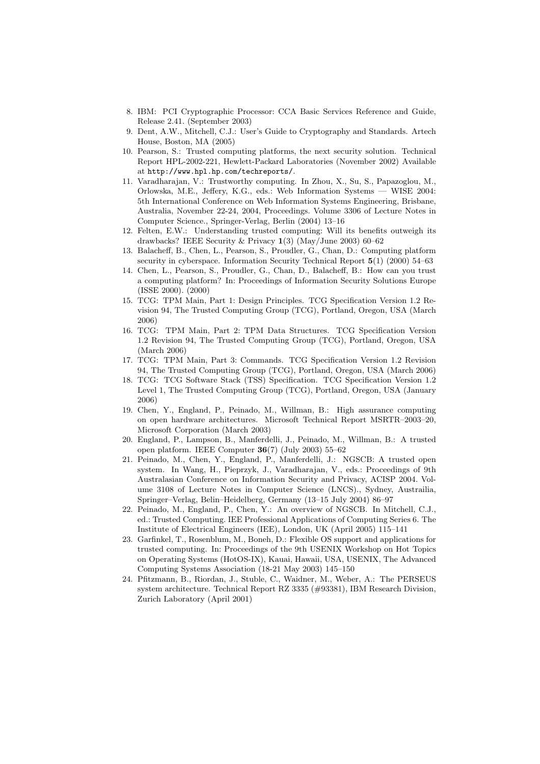8. IBM: PCI Cryptographic Processor: CCA Basic Services Reference and Guide, Release 2.41. (September 2003)
9. Dent, A.W., Mitchell, C.J.: User's Guide to Cryptography and Standards. Artech House, Boston, MA (2005)
10. Pearson, S.: Trusted computing platforms, the next security solution. Technical Report HPL-2002-221, Hewlett-Packard Laboratories (November 2002) Available at `http://www.hpl.hp.com/techreports/`.
11. Varadharajan, V.: Trustworthy computing. In Zhou, X., Su, S., Papazoglou, M., Orlowska, M.E., Jeffery, K.G., eds.: Web Information Systems — WISE 2004: 5th International Conference on Web Information Systems Engineering, Brisbane, Australia, November 22-24, 2004, Proceedings. Volume 3306 of Lecture Notes in Computer Science., Springer-Verlag, Berlin (2004) 13–16
12. Felten, E.W.: Understanding trusted computing: Will its benefits outweigh its drawbacks? IEEE Security & Privacy **1**(3) (May/June 2003) 60–62
13. Balacheff, B., Chen, L., Pearson, S., Proudler, G., Chan, D.: Computing platform security in cyberspace. Information Security Technical Report **5**(1) (2000) 54–63
14. Chen, L., Pearson, S., Proudler, G., Chan, D., Balacheff, B.: How can you trust a computing platform? In: Proceedings of Information Security Solutions Europe (ISSE 2000). (2000)
15. TCG: TPM Main, Part 1: Design Principles. TCG Specification Version 1.2 Revision 94, The Trusted Computing Group (TCG), Portland, Oregon, USA (March 2006)
16. TCG: TPM Main, Part 2: TPM Data Structures. TCG Specification Version 1.2 Revision 94, The Trusted Computing Group (TCG), Portland, Oregon, USA (March 2006)
17. TCG: TPM Main, Part 3: Commands. TCG Specification Version 1.2 Revision 94, The Trusted Computing Group (TCG), Portland, Oregon, USA (March 2006)
18. TCG: TCG Software Stack (TSS) Specification. TCG Specification Version 1.2 Level 1, The Trusted Computing Group (TCG), Portland, Oregon, USA (January 2006)
19. Chen, Y., England, P., Peinado, M., Willman, B.: High assurance computing on open hardware architectures. Microsoft Technical Report MSRTR–2003–20, Microsoft Corporation (March 2003)
20. England, P., Lampson, B., Manferdelli, J., Peinado, M., Willman, B.: A trusted open platform. IEEE Computer **36**(7) (July 2003) 55–62
21. Peinado, M., Chen, Y., England, P., Manferdelli, J.: NGSCB: A trusted open system. In Wang, H., Pieprzyk, J., Varadharajan, V., eds.: Proceedings of 9th Australasian Conference on Information Security and Privacy, ACISP 2004. Volume 3108 of Lecture Notes in Computer Science (LNCS)., Sydney, Austrailia, Springer–Verlag, Belin–Heidelberg, Germany (13–15 July 2004) 86–97
22. Peinado, M., England, P., Chen, Y.: An overview of NGSCB. In Mitchell, C.J., ed.: Trusted Computing. IEE Professional Applications of Computing Series 6. The Institute of Electrical Engineers (IEE), London, UK (April 2005) 115–141
23. Garfinkel, T., Rosenblum, M., Boneh, D.: Flexible OS support and applications for trusted computing. In: Proceedings of the 9th USENIX Workshop on Hot Topics on Operating Systems (HotOS-IX), Kauai, Hawaii, USA, USENIX, The Advanced Computing Systems Association (18-21 May 2003) 145–150
24. Pfitzmann, B., Riordan, J., Stuble, C., Waidner, M., Weber, A.: The PERSEUS system architecture. Technical Report RZ 3335 (#93381), IBM Research Division, Zurich Laboratory (April 2001)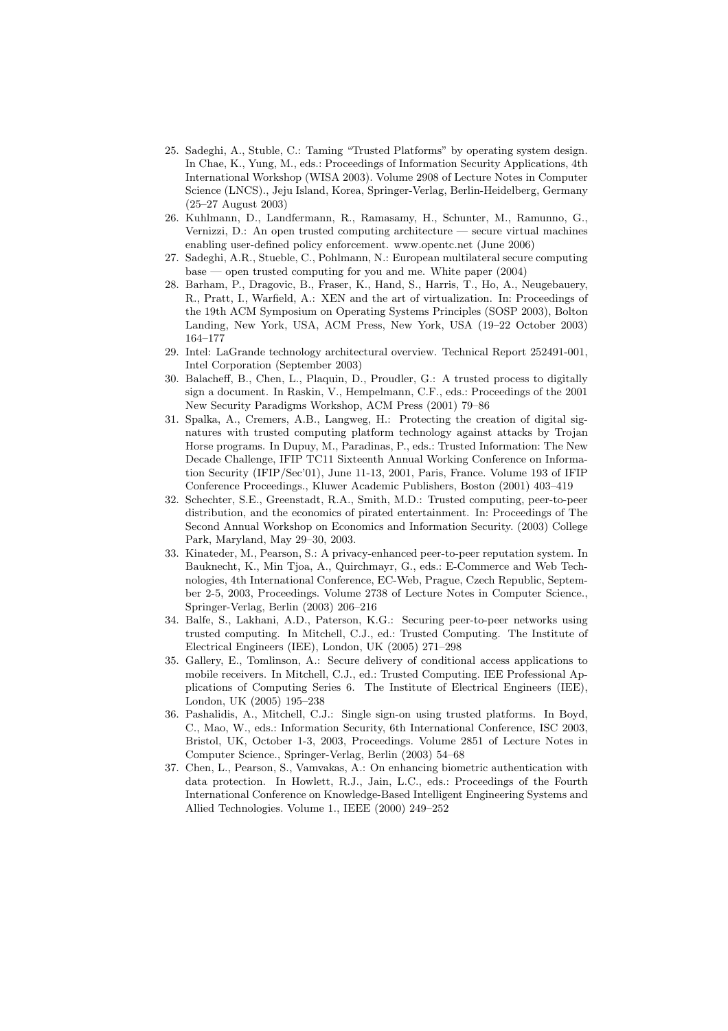25. Sadeghi, A., Stuble, C.: Taming "Trusted Platforms" by operating system design. In Chae, K., Yung, M., eds.: Proceedings of Information Security Applications, 4th International Workshop (WISA 2003). Volume 2908 of Lecture Notes in Computer Science (LNCS)., Jeju Island, Korea, Springer-Verlag, Berlin-Heidelberg, Germany (25–27 August 2003)
26. Kuhlmann, D., Landfermann, R., Ramasamy, H., Schunter, M., Ramunno, G., Vernizzi, D.: An open trusted computing architecture — secure virtual machines enabling user-defined policy enforcement. www.opentc.net (June 2006)
27. Sadeghi, A.R., Stueble, C., Pohlmann, N.: European multilateral secure computing base — open trusted computing for you and me. White paper (2004)
28. Barham, P., Dragovic, B., Fraser, K., Hand, S., Harris, T., Ho, A., Neugebauery, R., Pratt, I., Warfield, A.: XEN and the art of virtualization. In: Proceedings of the 19th ACM Symposium on Operating Systems Principles (SOSP 2003), Bolton Landing, New York, USA, ACM Press, New York, USA (19–22 October 2003) 164–177
29. Intel: LaGrande technology architectural overview. Technical Report 252491-001, Intel Corporation (September 2003)
30. Balacheff, B., Chen, L., Plaquin, D., Proudler, G.: A trusted process to digitally sign a document. In Raskin, V., Hempelmann, C.F., eds.: Proceedings of the 2001 New Security Paradigms Workshop, ACM Press (2001) 79–86
31. Spalka, A., Cremers, A.B., Langweg, H.: Protecting the creation of digital signatures with trusted computing platform technology against attacks by Trojan Horse programs. In Dupuy, M., Paradinas, P., eds.: Trusted Information: The New Decade Challenge, IFIP TC11 Sixteenth Annual Working Conference on Information Security (IFIP/Sec'01), June 11-13, 2001, Paris, France. Volume 193 of IFIP Conference Proceedings., Kluwer Academic Publishers, Boston (2001) 403–419
32. Schechter, S.E., Greenstadt, R.A., Smith, M.D.: Trusted computing, peer-to-peer distribution, and the economics of pirated entertainment. In: Proceedings of The Second Annual Workshop on Economics and Information Security. (2003) College Park, Maryland, May 29–30, 2003.
33. Kinateder, M., Pearson, S.: A privacy-enhanced peer-to-peer reputation system. In Bauknecht, K., Min Tjoa, A., Quirchmayr, G., eds.: E-Commerce and Web Technologies, 4th International Conference, EC-Web, Prague, Czech Republic, September 2-5, 2003, Proceedings. Volume 2738 of Lecture Notes in Computer Science., Springer-Verlag, Berlin (2003) 206–216
34. Balfe, S., Lakhani, A.D., Paterson, K.G.: Securing peer-to-peer networks using trusted computing. In Mitchell, C.J., ed.: Trusted Computing. The Institute of Electrical Engineers (IEE), London, UK (2005) 271–298
35. Gallery, E., Tomlinson, A.: Secure delivery of conditional access applications to mobile receivers. In Mitchell, C.J., ed.: Trusted Computing. IEE Professional Applications of Computing Series 6. The Institute of Electrical Engineers (IEE), London, UK (2005) 195–238
36. Pashalidis, A., Mitchell, C.J.: Single sign-on using trusted platforms. In Boyd, C., Mao, W., eds.: Information Security, 6th International Conference, ISC 2003, Bristol, UK, October 1-3, 2003, Proceedings. Volume 2851 of Lecture Notes in Computer Science., Springer-Verlag, Berlin (2003) 54–68
37. Chen, L., Pearson, S., Vamvakas, A.: On enhancing biometric authentication with data protection. In Howlett, R.J., Jain, L.C., eds.: Proceedings of the Fourth International Conference on Knowledge-Based Intelligent Engineering Systems and Allied Technologies. Volume 1., IEEE (2000) 249–252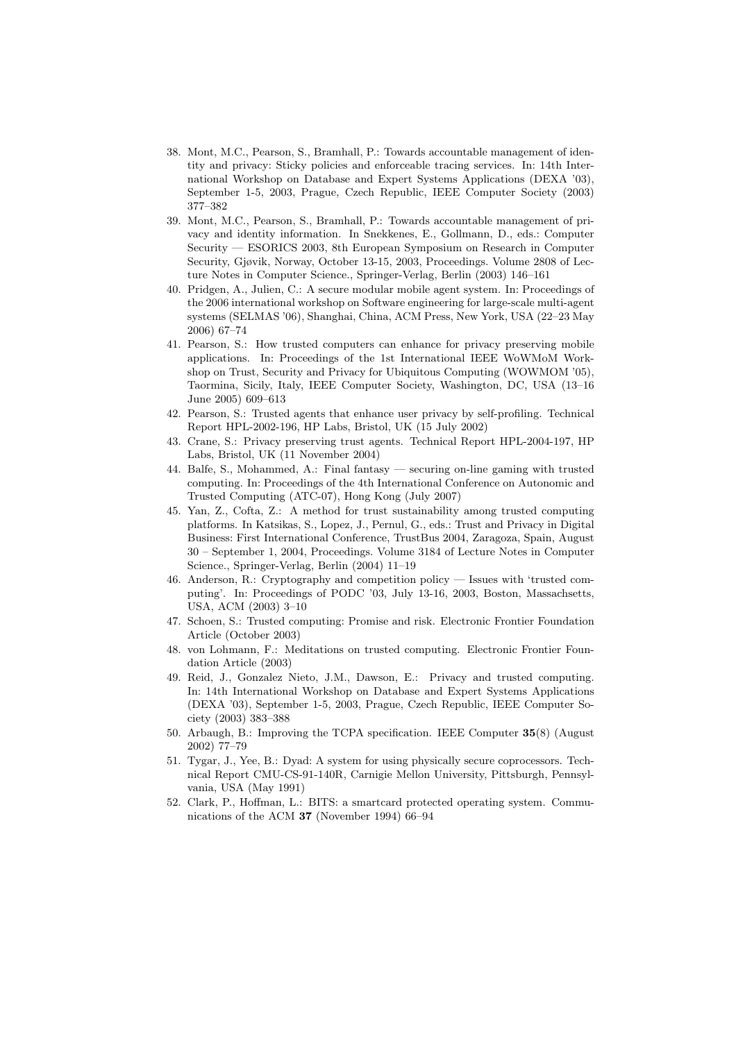38. Mont, M.C., Pearson, S., Bramhall, P.: Towards accountable management of identity and privacy: Sticky policies and enforceable tracing services. In: 14th International Workshop on Database and Expert Systems Applications (DEXA '03), September 1-5, 2003, Prague, Czech Republic, IEEE Computer Society (2003) 377–382
39. Mont, M.C., Pearson, S., Bramhall, P.: Towards accountable management of privacy and identity information. In Snekkenes, E., Gollmann, D., eds.: Computer Security — ESORICS 2003, 8th European Symposium on Research in Computer Security, Gjøvik, Norway, October 13-15, 2003, Proceedings. Volume 2808 of Lecture Notes in Computer Science., Springer-Verlag, Berlin (2003) 146–161
40. Pridgen, A., Julien, C.: A secure modular mobile agent system. In: Proceedings of the 2006 international workshop on Software engineering for large-scale multi-agent systems (SELMAS '06), Shanghai, China, ACM Press, New York, USA (22–23 May 2006) 67–74
41. Pearson, S.: How trusted computers can enhance for privacy preserving mobile applications. In: Proceedings of the 1st International IEEE WoWMoM Workshop on Trust, Security and Privacy for Ubiquitous Computing (WOWMOM '05), Taormina, Sicily, Italy, IEEE Computer Society, Washington, DC, USA (13–16 June 2005) 609–613
42. Pearson, S.: Trusted agents that enhance user privacy by self-profiling. Technical Report HPL-2002-196, HP Labs, Bristol, UK (15 July 2002)
43. Crane, S.: Privacy preserving trust agents. Technical Report HPL-2004-197, HP Labs, Bristol, UK (11 November 2004)
44. Balfe, S., Mohammed, A.: Final fantasy — securing on-line gaming with trusted computing. In: Proceedings of the 4th International Conference on Autonomic and Trusted Computing (ATC-07), Hong Kong (July 2007)
45. Yan, Z., Cofta, Z.: A method for trust sustainability among trusted computing platforms. In Katsikas, S., Lopez, J., Pernul, G., eds.: Trust and Privacy in Digital Business: First International Conference, TrustBus 2004, Zaragoza, Spain, August 30 – September 1, 2004, Proceedings. Volume 3184 of Lecture Notes in Computer Science., Springer-Verlag, Berlin (2004) 11–19
46. Anderson, R.: Cryptography and competition policy — Issues with 'trusted computing'. In: Proceedings of PODC '03, July 13-16, 2003, Boston, Massachsetts, USA, ACM (2003) 3–10
47. Schoen, S.: Trusted computing: Promise and risk. Electronic Frontier Foundation Article (October 2003)
48. von Lohmann, F.: Meditations on trusted computing. Electronic Frontier Foundation Article (2003)
49. Reid, J., Gonzalez Nieto, J.M., Dawson, E.: Privacy and trusted computing. In: 14th International Workshop on Database and Expert Systems Applications (DEXA '03), September 1-5, 2003, Prague, Czech Republic, IEEE Computer Society (2003) 383–388
50. Arbaugh, B.: Improving the TCPA specification. IEEE Computer **35**(8) (August 2002) 77–79
51. Tygar, J., Yee, B.: Dyad: A system for using physically secure coprocessors. Technical Report CMU-CS-91-140R, Carnigie Mellon University, Pittsburgh, Pennsylvania, USA (May 1991)
52. Clark, P., Hoffman, L.: BITS: a smartcard protected operating system. Communications of the ACM **37** (November 1994) 66–94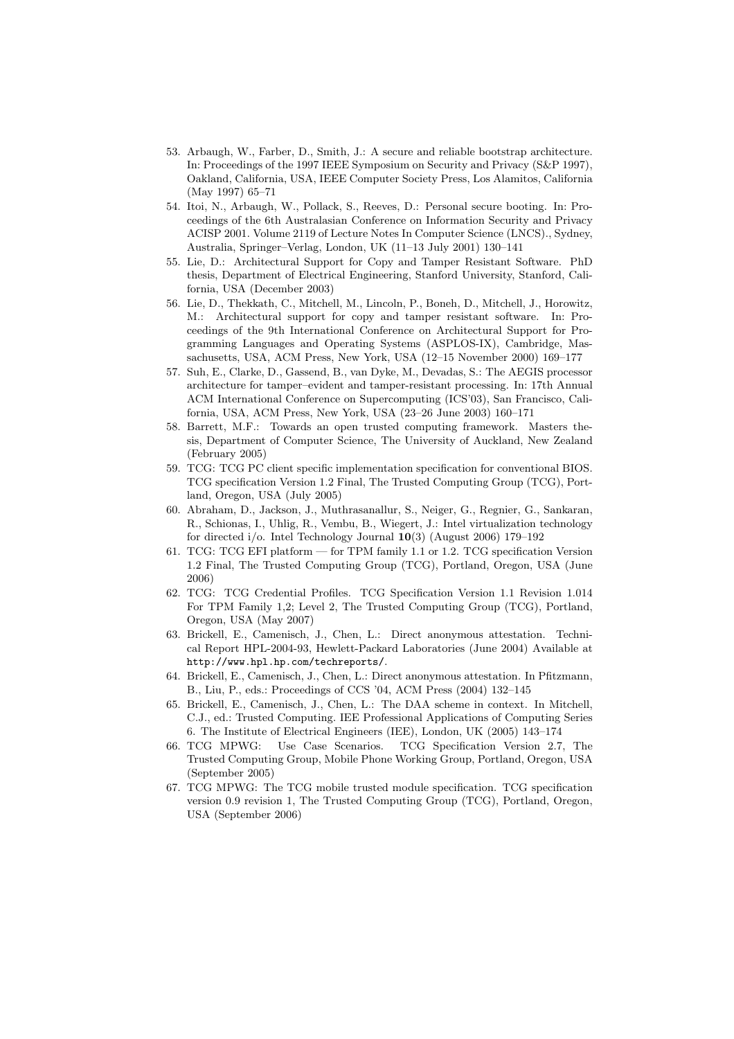53. Arbaugh, W., Farber, D., Smith, J.: A secure and reliable bootstrap architecture. In: Proceedings of the 1997 IEEE Symposium on Security and Privacy (S&P 1997), Oakland, California, USA, IEEE Computer Society Press, Los Alamitos, California (May 1997) 65–71
54. Itoi, N., Arbaugh, W., Pollack, S., Reeves, D.: Personal secure booting. In: Proceedings of the 6th Australasian Conference on Information Security and Privacy ACISP 2001. Volume 2119 of Lecture Notes In Computer Science (LNCS)., Sydney, Australia, Springer–Verlag, London, UK (11–13 July 2001) 130–141
55. Lie, D.: Architectural Support for Copy and Tamper Resistant Software. PhD thesis, Department of Electrical Engineering, Stanford University, Stanford, California, USA (December 2003)
56. Lie, D., Thekkath, C., Mitchell, M., Lincoln, P., Boneh, D., Mitchell, J., Horowitz, M.: Architectural support for copy and tamper resistant software. In: Proceedings of the 9th International Conference on Architectural Support for Programming Languages and Operating Systems (ASPLOS-IX), Cambridge, Massachusetts, USA, ACM Press, New York, USA (12–15 November 2000) 169–177
57. Suh, E., Clarke, D., Gassend, B., van Dyke, M., Devadas, S.: The AEGIS processor architecture for tamper–evident and tamper-resistant processing. In: 17th Annual ACM International Conference on Supercomputing (ICS'03), San Francisco, California, USA, ACM Press, New York, USA (23–26 June 2003) 160–171
58. Barrett, M.F.: Towards an open trusted computing framework. Masters thesis, Department of Computer Science, The University of Auckland, New Zealand (February 2005)
59. TCG: TCG PC client specific implementation specification for conventional BIOS. TCG specification Version 1.2 Final, The Trusted Computing Group (TCG), Portland, Oregon, USA (July 2005)
60. Abraham, D., Jackson, J., Muthrasanallur, S., Neiger, G., Regnier, G., Sankaran, R., Schionas, I., Uhlig, R., Vembu, B., Wiegert, J.: Intel virtualization technology for directed i/o. Intel Technology Journal **10**(3) (August 2006) 179–192
61. TCG: TCG EFI platform — for TPM family 1.1 or 1.2. TCG specification Version 1.2 Final, The Trusted Computing Group (TCG), Portland, Oregon, USA (June 2006)
62. TCG: TCG Credential Profiles. TCG Specification Version 1.1 Revision 1.014 For TPM Family 1,2; Level 2, The Trusted Computing Group (TCG), Portland, Oregon, USA (May 2007)
63. Brickell, E., Camenisch, J., Chen, L.: Direct anonymous attestation. Technical Report HPL-2004-93, Hewlett-Packard Laboratories (June 2004) Available at `http://www.hpl.hp.com/techreports/`.
64. Brickell, E., Camenisch, J., Chen, L.: Direct anonymous attestation. In Pfitzmann, B., Liu, P., eds.: Proceedings of CCS '04, ACM Press (2004) 132–145
65. Brickell, E., Camenisch, J., Chen, L.: The DAA scheme in context. In Mitchell, C.J., ed.: Trusted Computing. IEE Professional Applications of Computing Series 6. The Institute of Electrical Engineers (IEE), London, UK (2005) 143–174
66. TCG MPWG: Use Case Scenarios. TCG Specification Version 2.7, The Trusted Computing Group, Mobile Phone Working Group, Portland, Oregon, USA (September 2005)
67. TCG MPWG: The TCG mobile trusted module specification. TCG specification version 0.9 revision 1, The Trusted Computing Group (TCG), Portland, Oregon, USA (September 2006)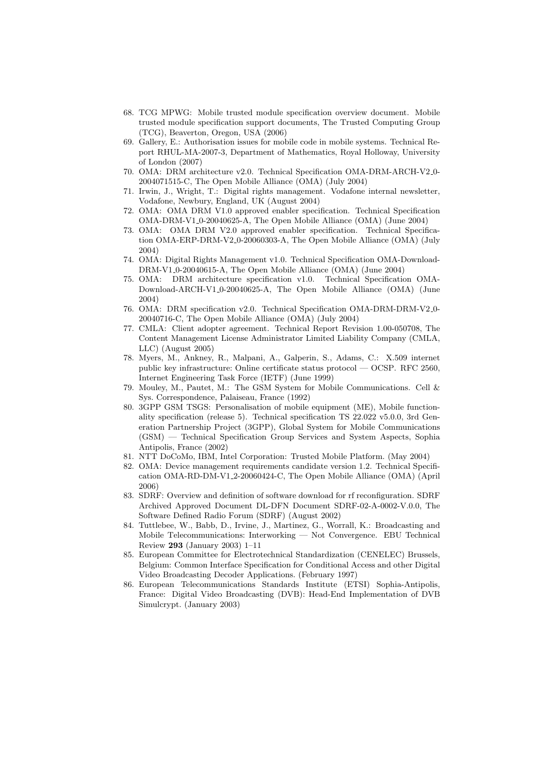68. TCG MPWG: Mobile trusted module specification overview document. Mobile trusted module specification support documents, The Trusted Computing Group (TCG), Beaverton, Oregon, USA (2006)
69. Gallery, E.: Authorisation issues for mobile code in mobile systems. Technical Report RHUL-MA-2007-3, Department of Mathematics, Royal Holloway, University of London (2007)
70. OMA: DRM architecture v2.0. Technical Specification OMA-DRM-ARCH-V2_0-2004071515-C, The Open Mobile Alliance (OMA) (July 2004)
71. Irwin, J., Wright, T.: Digital rights management. Vodafone internal newsletter, Vodafone, Newbury, England, UK (August 2004)
72. OMA: OMA DRM V1.0 approved enabler specification. Technical Specification OMA-DRM-V1_0-20040625-A, The Open Mobile Alliance (OMA) (June 2004)
73. OMA: OMA DRM V2.0 approved enabler specification. Technical Specification OMA-ERP-DRM-V2_0-20060303-A, The Open Mobile Alliance (OMA) (July 2004)
74. OMA: Digital Rights Management v1.0. Technical Specification OMA-Download-DRM-V1_0-20040615-A, The Open Mobile Alliance (OMA) (June 2004)
75. OMA: DRM architecture specification v1.0. Technical Specification OMA-Download-ARCH-V1_0-20040625-A, The Open Mobile Alliance (OMA) (June 2004)
76. OMA: DRM specification v2.0. Technical Specification OMA-DRM-DRM-V2_0-20040716-C, The Open Mobile Alliance (OMA) (July 2004)
77. CMLA: Client adopter agreement. Technical Report Revision 1.00-050708, The Content Management License Administrator Limited Liability Company (CMLA, LLC) (August 2005)
78. Myers, M., Ankney, R., Malpani, A., Galperin, S., Adams, C.: X.509 internet public key infrastructure: Online certificate status protocol — OCSP. RFC 2560, Internet Engineering Task Force (IETF) (June 1999)
79. Mouley, M., Pautet, M.: The GSM System for Mobile Communications. Cell & Sys. Correspondence, Palaiseau, France (1992)
80. 3GPP GSM TSGS: Personalisation of mobile equipment (ME), Mobile functionality specification (release 5). Technical specification TS 22.022 v5.0.0, 3rd Generation Partnership Project (3GPP), Global System for Mobile Communications (GSM) — Technical Specification Group Services and System Aspects, Sophia Antipolis, France (2002)
81. NTT DoCoMo, IBM, Intel Corporation: Trusted Mobile Platform. (May 2004)
82. OMA: Device management requirements candidate version 1.2. Technical Specification OMA-RD-DM-V1_2-20060424-C, The Open Mobile Alliance (OMA) (April 2006)
83. SDRF: Overview and definition of software download for rf reconfiguration. SDRF Archived Approved Document DL-DFN Document SDRF-02-A-0002-V.0.0, The Software Defined Radio Forum (SDRF) (August 2002)
84. Tuttlebee, W., Babb, D., Irvine, J., Martinez, G., Worrall, K.: Broadcasting and Mobile Telecommunications: Interworking — Not Convergence. EBU Technical Review **293** (January 2003) 1–11
85. European Committee for Electrotechnical Standardization (CENELEC) Brussels, Belgium: Common Interface Specification for Conditional Access and other Digital Video Broadcasting Decoder Applications. (February 1997)
86. European Telecommunications Standards Institute (ETSI) Sophia-Antipolis, France: Digital Video Broadcasting (DVB): Head-End Implementation of DVB Simulcrypt. (January 2003)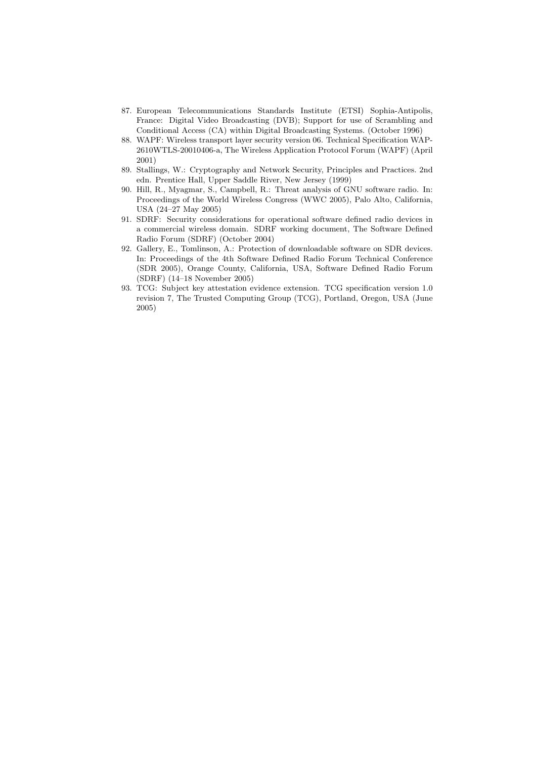87. European Telecommunications Standards Institute (ETSI) Sophia-Antipolis, France: Digital Video Broadcasting (DVB); Support for use of Scrambling and Conditional Access (CA) within Digital Broadcasting Systems. (October 1996)
88. WAPF: Wireless transport layer security version 06. Technical Specification WAP-2610WTLS-20010406-a, The Wireless Application Protocol Forum (WAPF) (April 2001)
89. Stallings, W.: Cryptography and Network Security, Principles and Practices. 2nd edn. Prentice Hall, Upper Saddle River, New Jersey (1999)
90. Hill, R., Myagmar, S., Campbell, R.: Threat analysis of GNU software radio. In: Proceedings of the World Wireless Congress (WWC 2005), Palo Alto, California, USA (24–27 May 2005)
91. SDRF: Security considerations for operational software defined radio devices in a commercial wireless domain. SDRF working document, The Software Defined Radio Forum (SDRF) (October 2004)
92. Gallery, E., Tomlinson, A.: Protection of downloadable software on SDR devices. In: Proceedings of the 4th Software Defined Radio Forum Technical Conference (SDR 2005), Orange County, California, USA, Software Defined Radio Forum (SDRF) (14–18 November 2005)
93. TCG: Subject key attestation evidence extension. TCG specification version 1.0 revision 7, The Trusted Computing Group (TCG), Portland, Oregon, USA (June 2005)